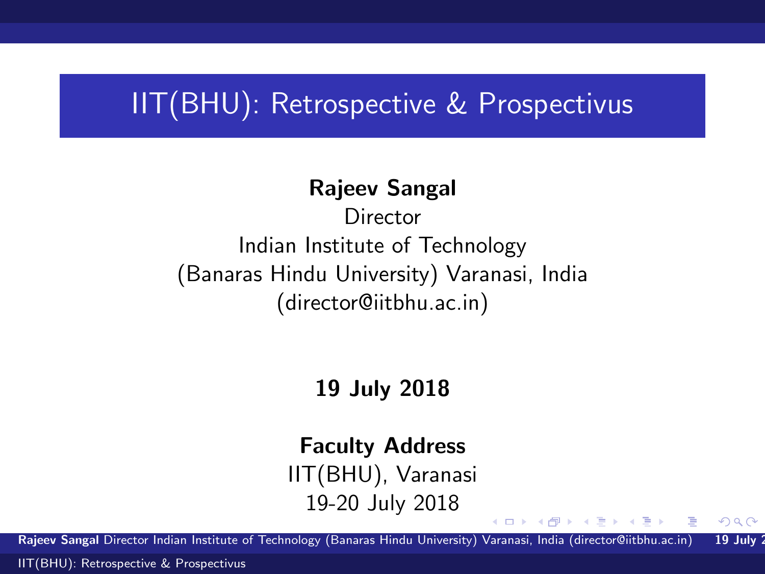# IIT(BHU): Retrospective & Prospectivus

**Rajeev Sangal**
Director
Indian Institute of Technology
(Banaras Hindu University) Varanasi, India
(director@iitbhu.ac.in)

**19 July 2018**

**Faculty Address**
IIT(BHU), Varanasi
19-20 July 2018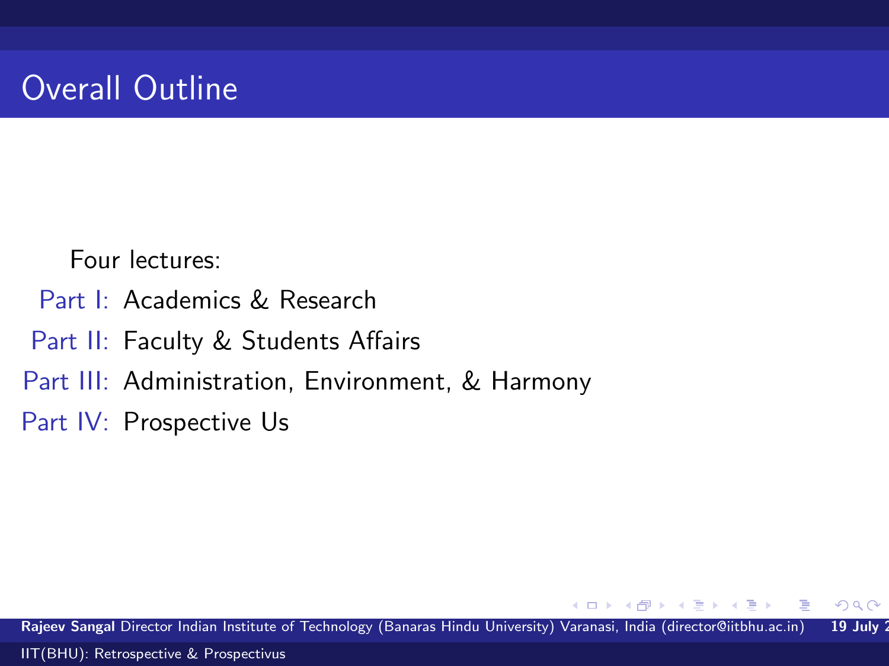# Overall Outline

Four lectures:

- Part I: Academics & Research
- Part II: Faculty & Students Affairs
- Part III: Administration, Environment, & Harmony
- Part IV: Prospective Us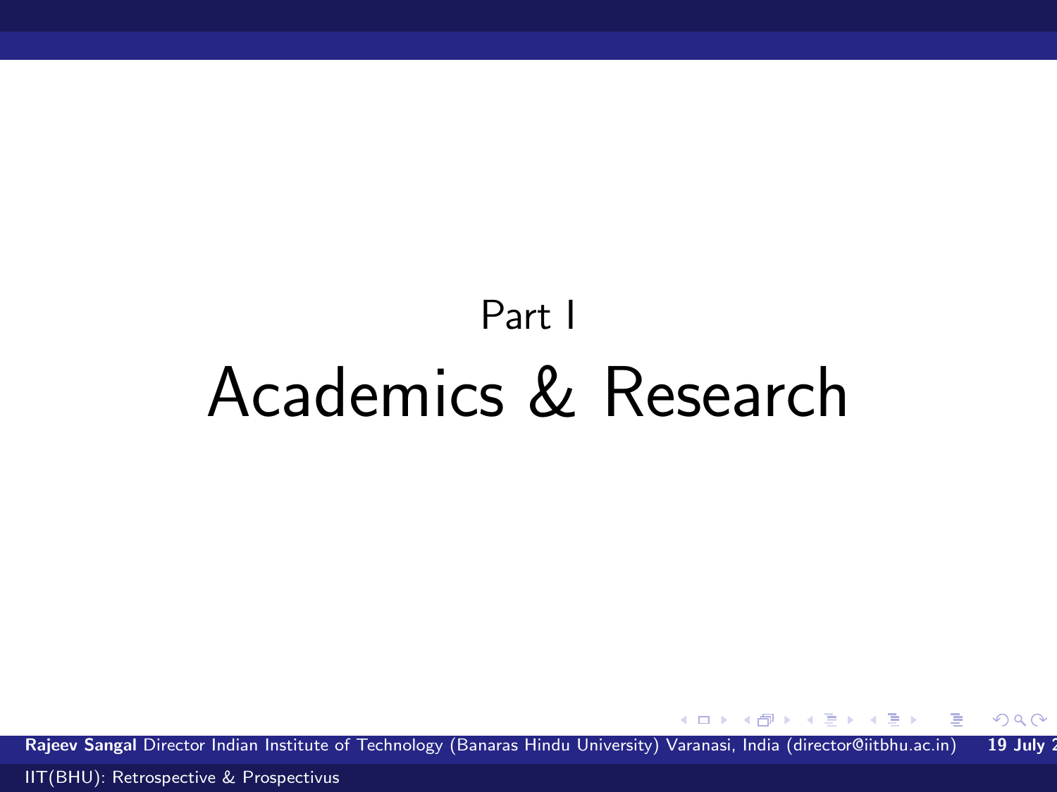# Part I

# Academics & Research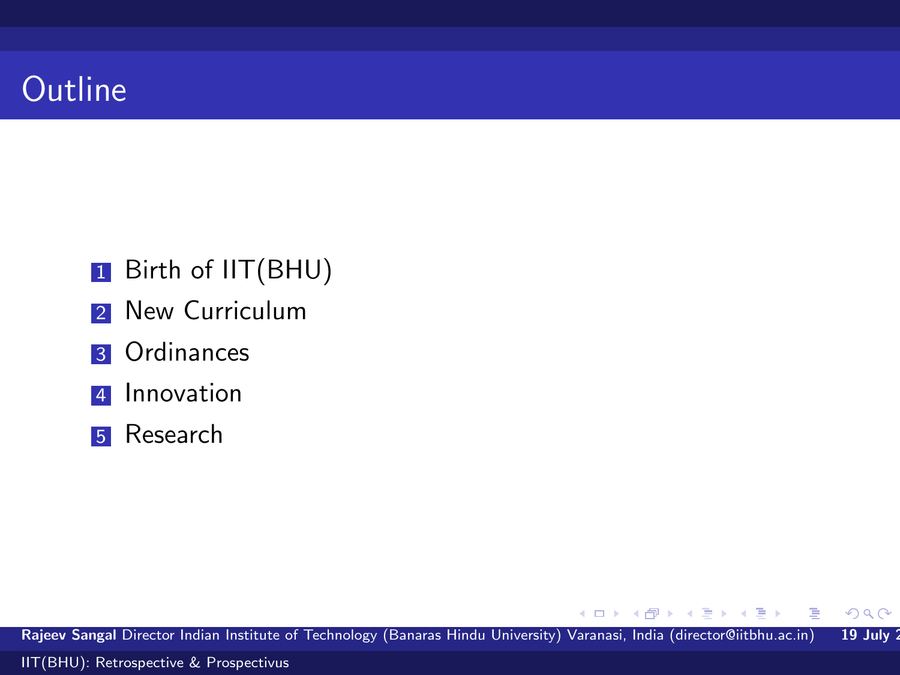# Outline

1. Birth of IIT(BHU)
2. New Curriculum
3. Ordinances
4. Innovation
5. Research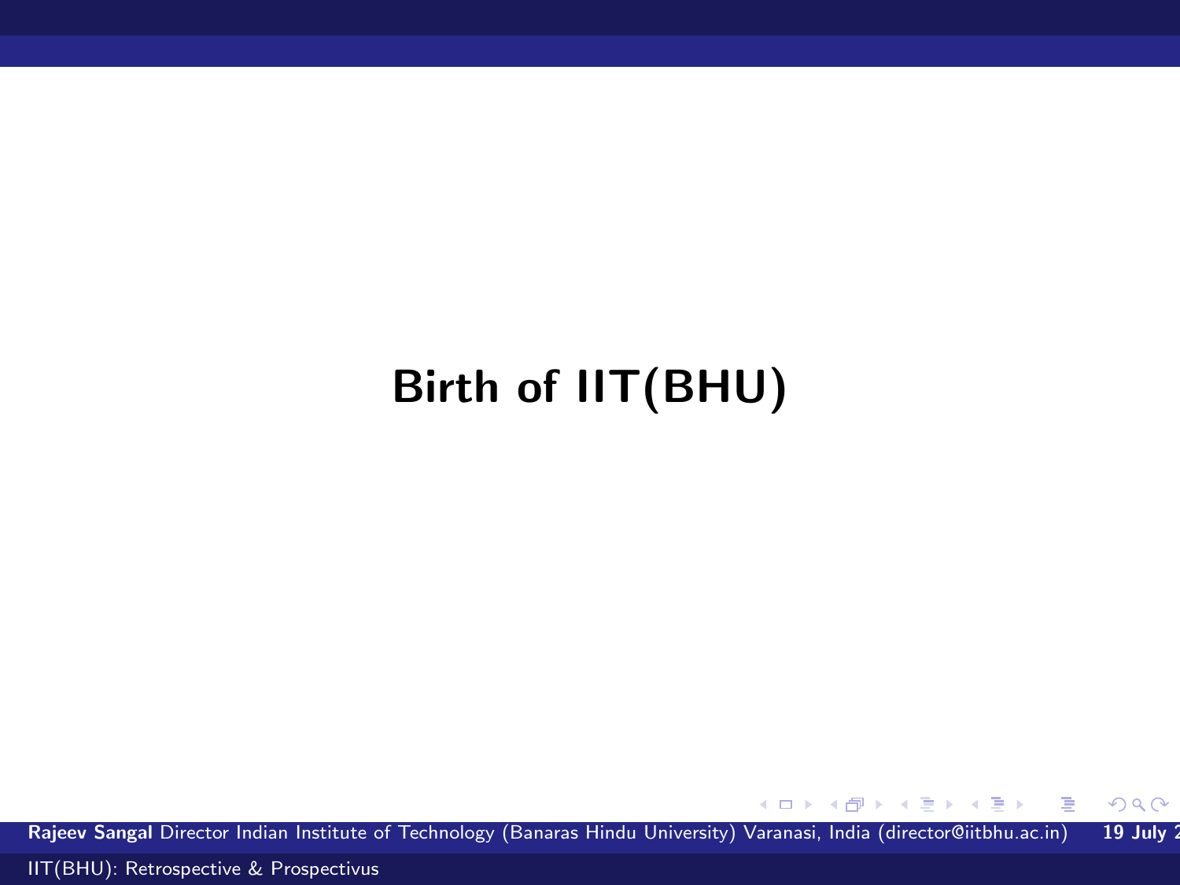# Birth of IIT(BHU)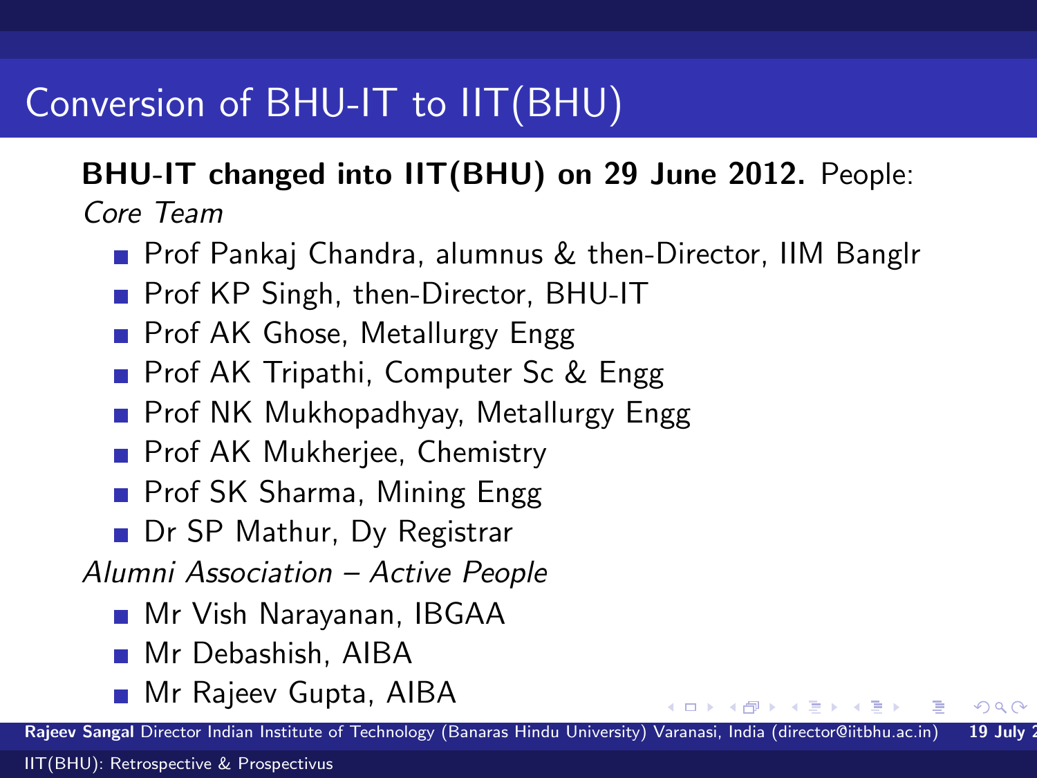# Conversion of BHU-IT to IIT(BHU)

**BHU-IT changed into IIT(BHU) on 29 June 2012.** People:

*Core Team*

- Prof Pankaj Chandra, alumnus & then-Director, IIM Banglr
- Prof KP Singh, then-Director, BHU-IT
- Prof AK Ghose, Metallurgy Engg
- Prof AK Tripathi, Computer Sc & Engg
- Prof NK Mukhopadhyay, Metallurgy Engg
- Prof AK Mukherjee, Chemistry
- Prof SK Sharma, Mining Engg
- Dr SP Mathur, Dy Registrar

*Alumni Association – Active People*

- Mr Vish Narayanan, IBGAA
- Mr Debashish, AIBA
- Mr Rajeev Gupta, AIBA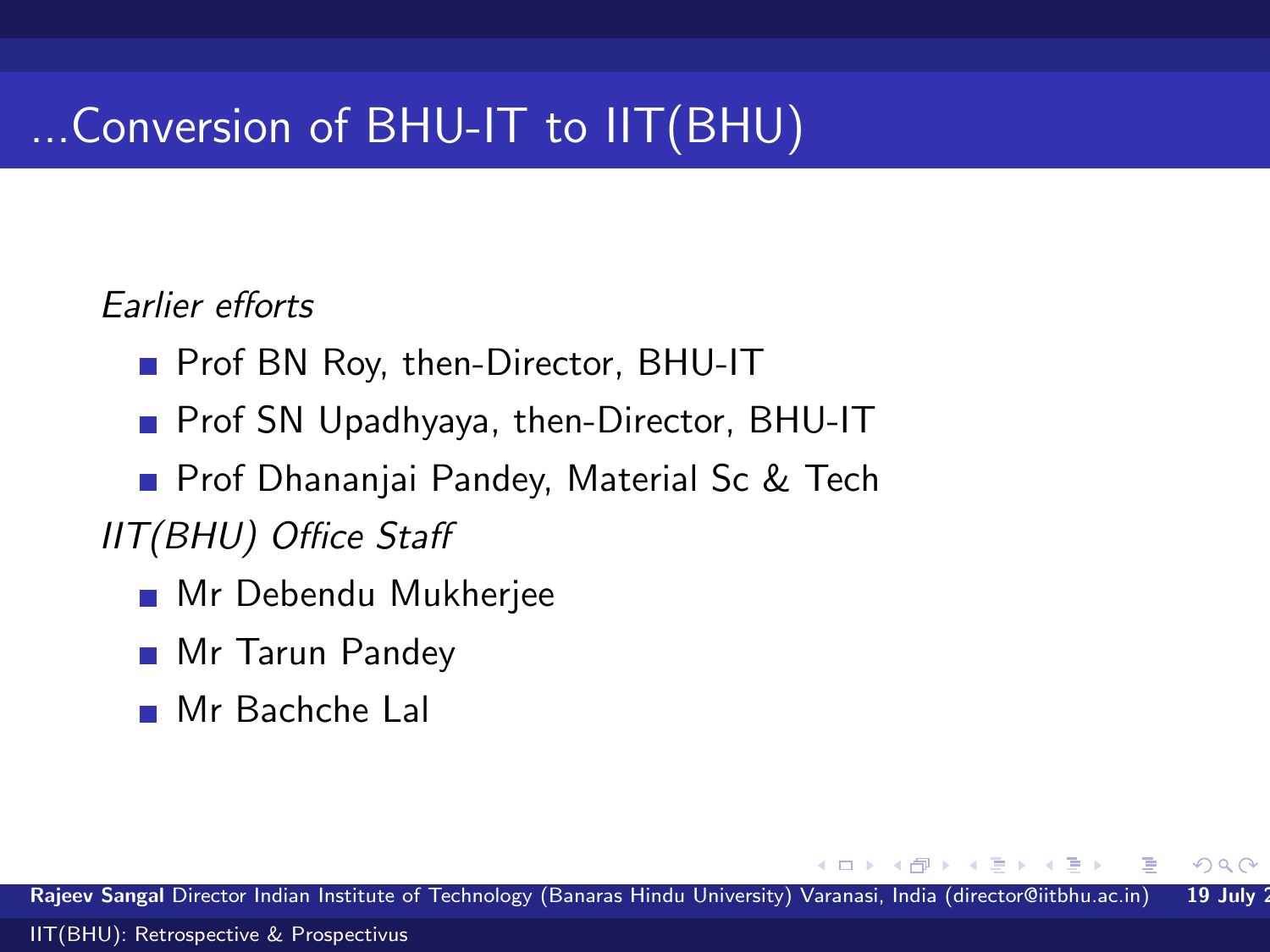# ...Conversion of BHU-IT to IIT(BHU)

*Earlier efforts*

- Prof BN Roy, then-Director, BHU-IT
- Prof SN Upadhyaya, then-Director, BHU-IT
- Prof Dhananjai Pandey, Material Sc & Tech

*IIT(BHU) Office Staff*

- Mr Debendu Mukherjee
- Mr Tarun Pandey
- Mr Bachche Lal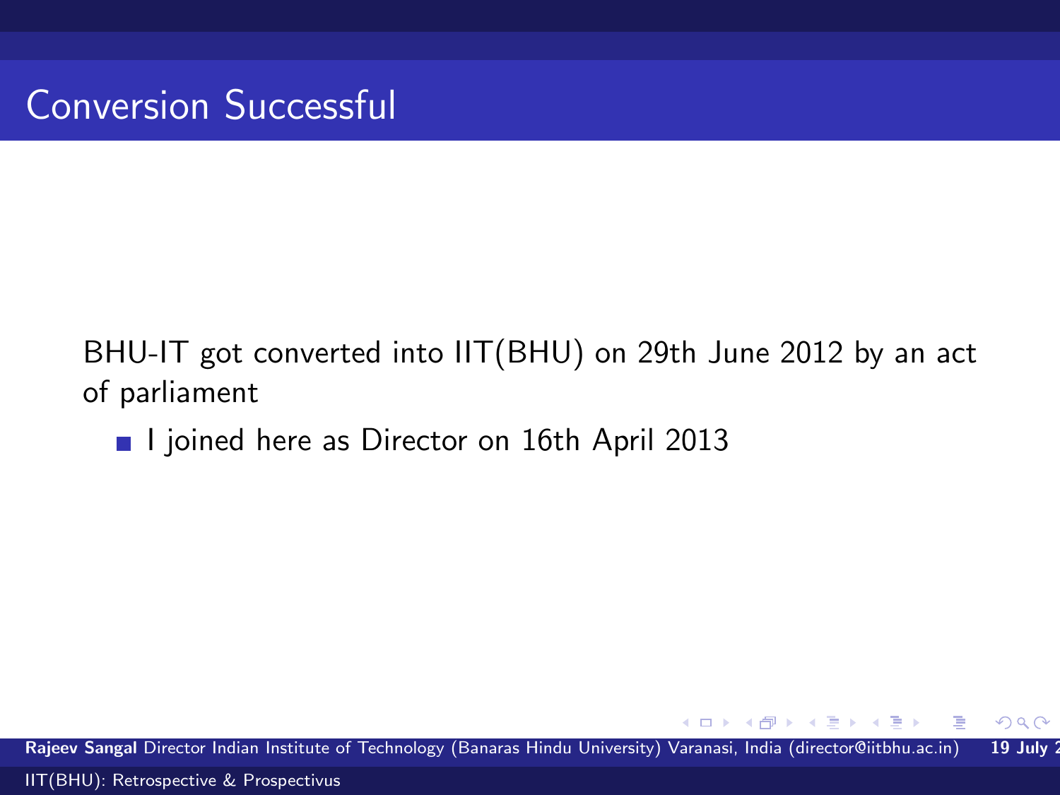# Conversion Successful

BHU-IT got converted into IIT(BHU) on 29th June 2012 by an act of parliament

- I joined here as Director on 16th April 2013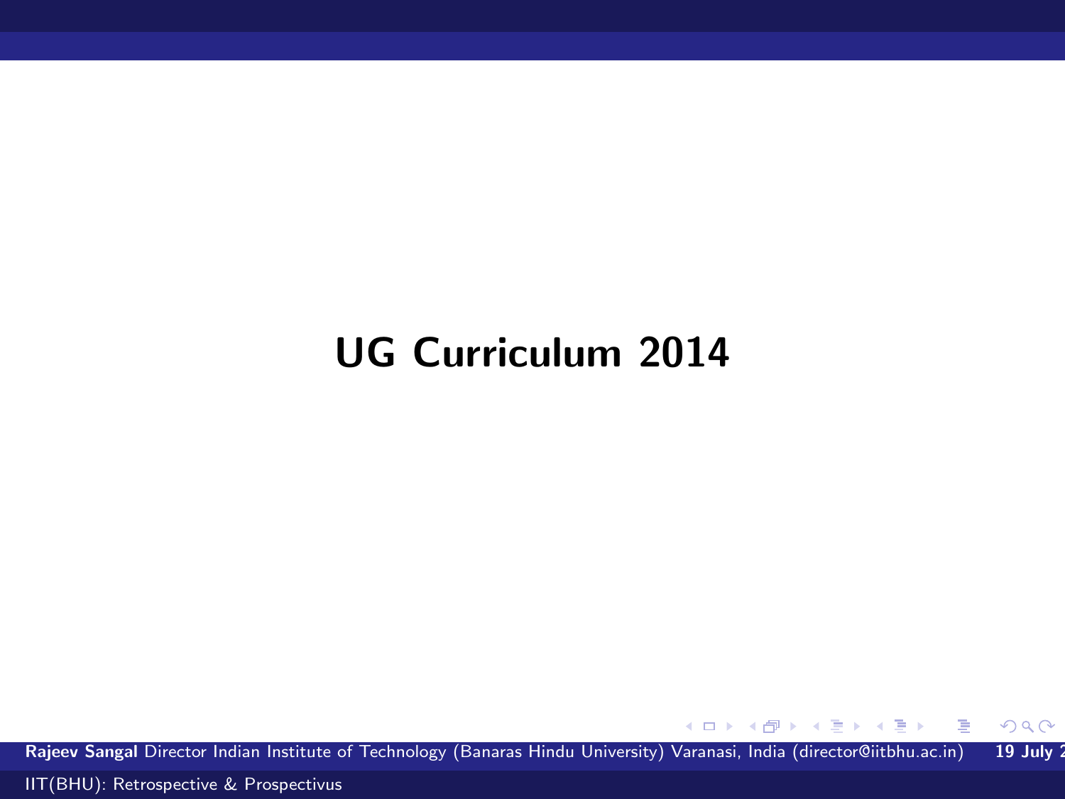# UG Curriculum 2014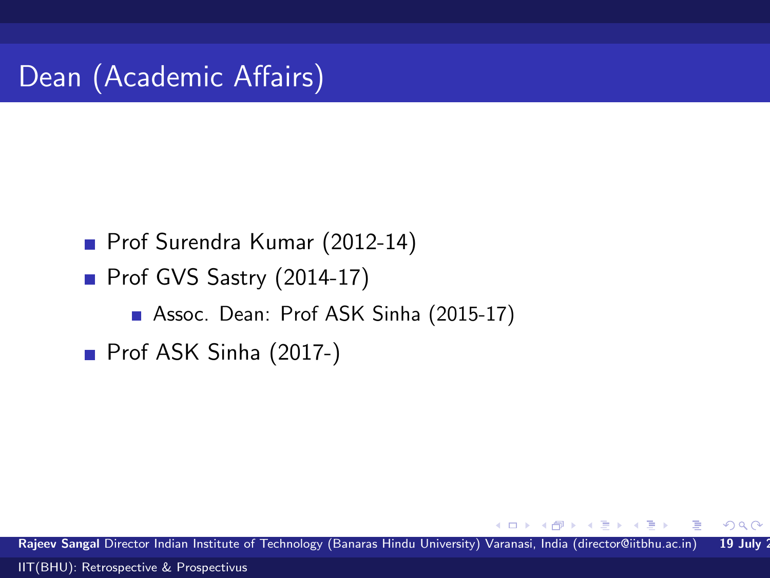# Dean (Academic Affairs)

- Prof Surendra Kumar (2012-14)
- Prof GVS Sastry (2014-17)
  - Assoc. Dean: Prof ASK Sinha (2015-17)
- Prof ASK Sinha (2017-)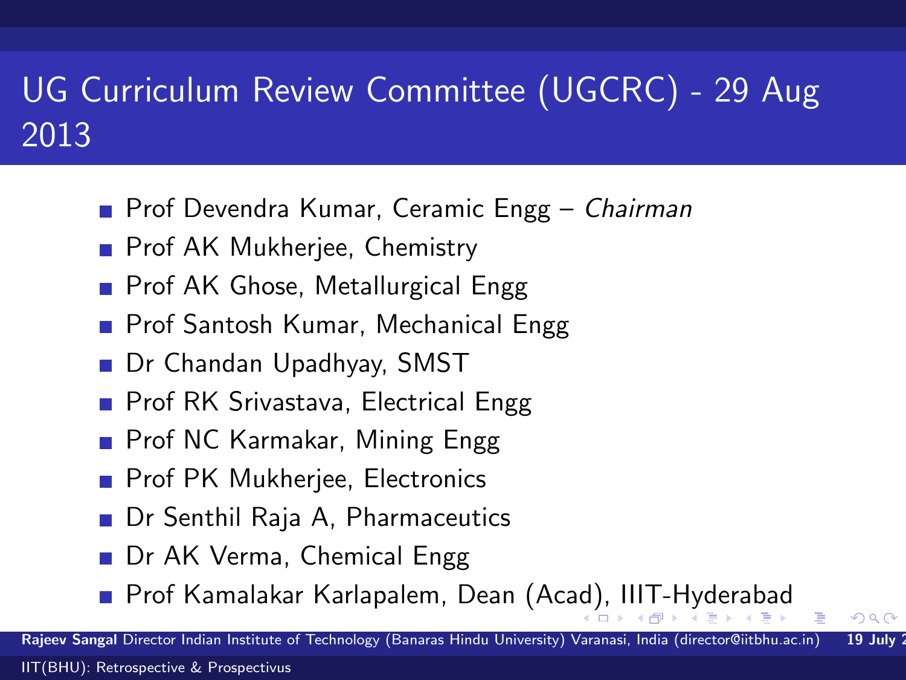# UG Curriculum Review Committee (UGCRC) - 29 Aug 2013

- Prof Devendra Kumar, Ceramic Engg – *Chairman*
- Prof AK Mukherjee, Chemistry
- Prof AK Ghose, Metallurgical Engg
- Prof Santosh Kumar, Mechanical Engg
- Dr Chandan Upadhyay, SMST
- Prof RK Srivastava, Electrical Engg
- Prof NC Karmakar, Mining Engg
- Prof PK Mukherjee, Electronics
- Dr Senthil Raja A, Pharmaceutics
- Dr AK Verma, Chemical Engg
- Prof Kamalakar Karlapalem, Dean (Acad), IIIT-Hyderabad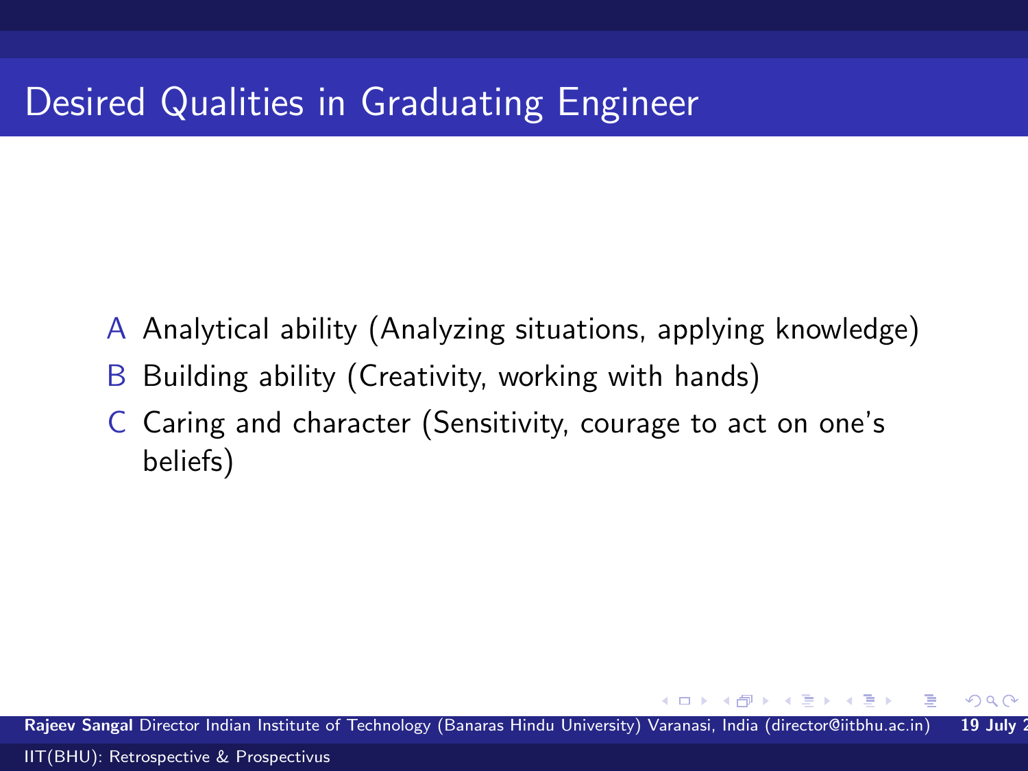# Desired Qualities in Graduating Engineer

A. Analytical ability (Analyzing situations, applying knowledge)
B. Building ability (Creativity, working with hands)
C. Caring and character (Sensitivity, courage to act on one's beliefs)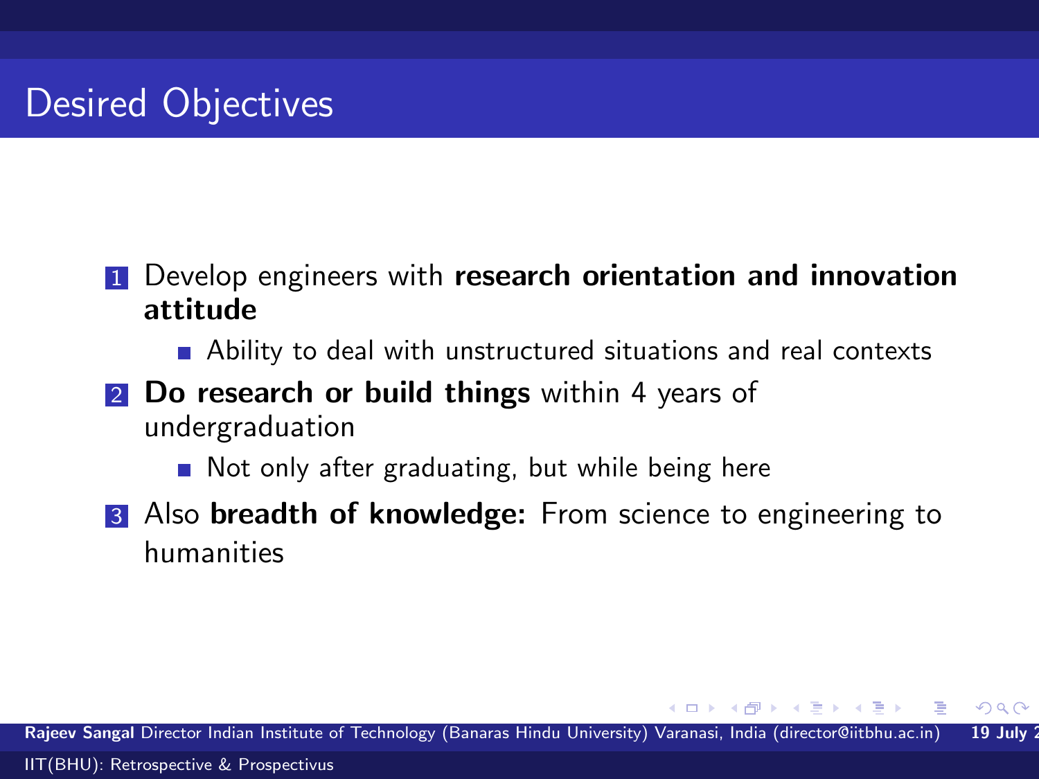# Desired Objectives

1. Develop engineers with **research orientation and innovation attitude**
   - Ability to deal with unstructured situations and real contexts
2. **Do research or build things** within 4 years of undergraduation
   - Not only after graduating, but while being here
3. Also **breadth of knowledge:** From science to engineering to humanities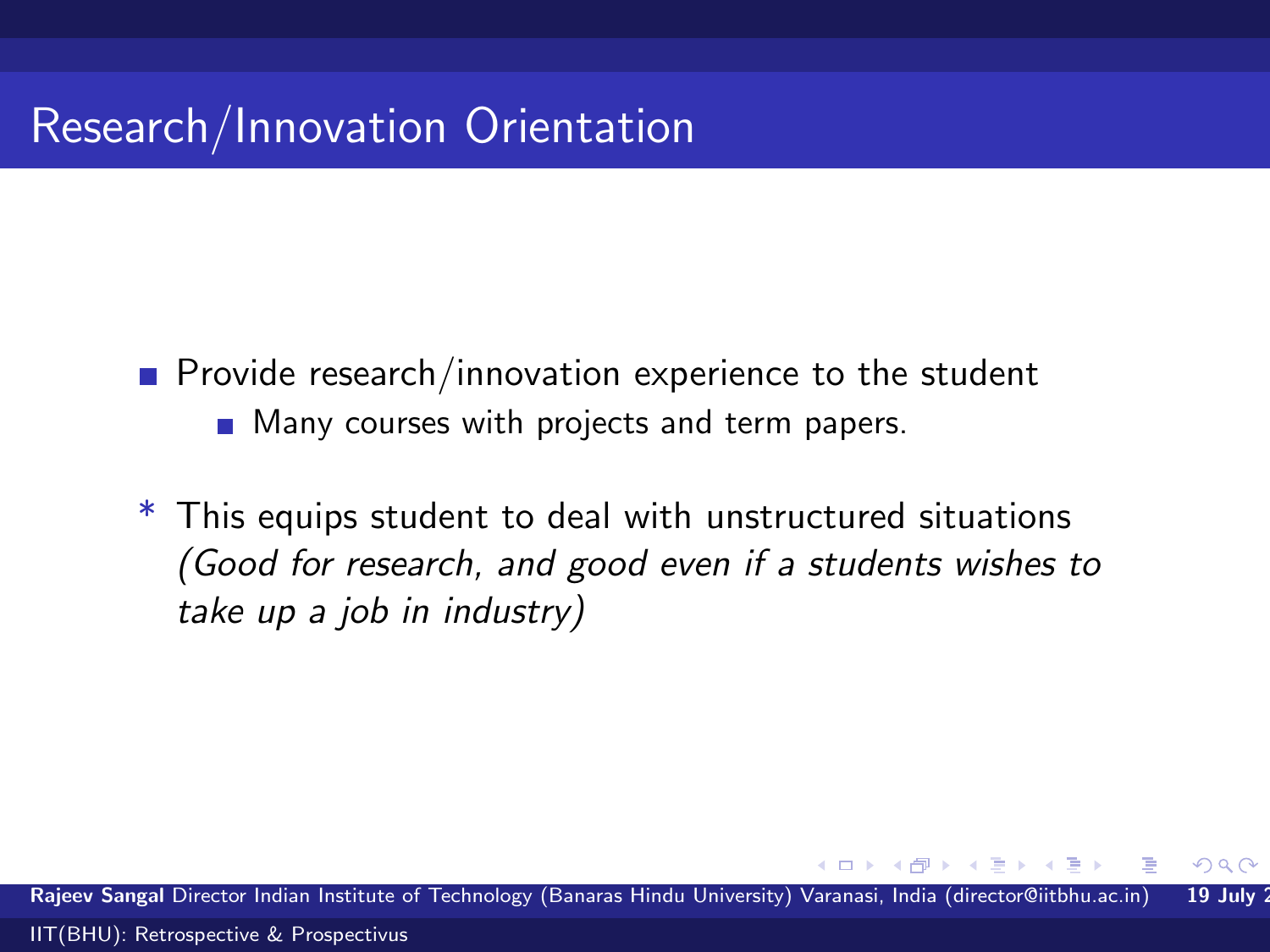# Research/Innovation Orientation

- Provide research/innovation experience to the student
  - Many courses with projects and term papers.

\* This equips student to deal with unstructured situations *(Good for research, and good even if a students wishes to take up a job in industry)*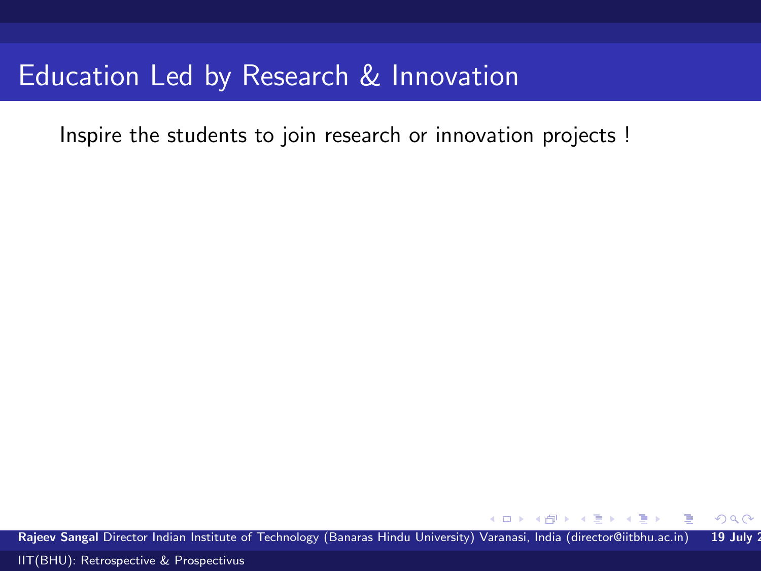# Education Led by Research & Innovation

Inspire the students to join research or innovation projects !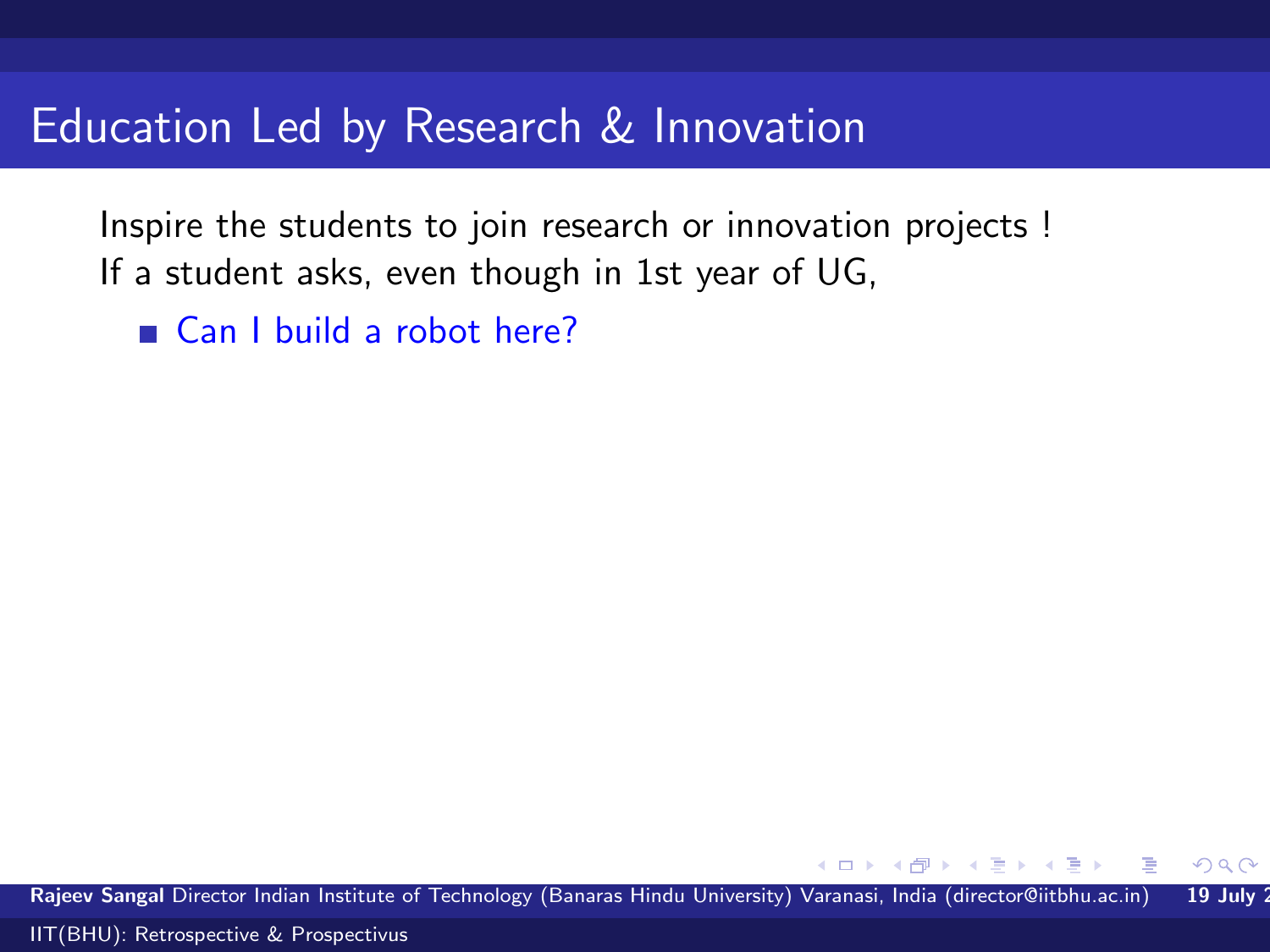# Education Led by Research & Innovation

Inspire the students to join research or innovation projects !
If a student asks, even though in 1st year of UG,

- Can I build a robot here?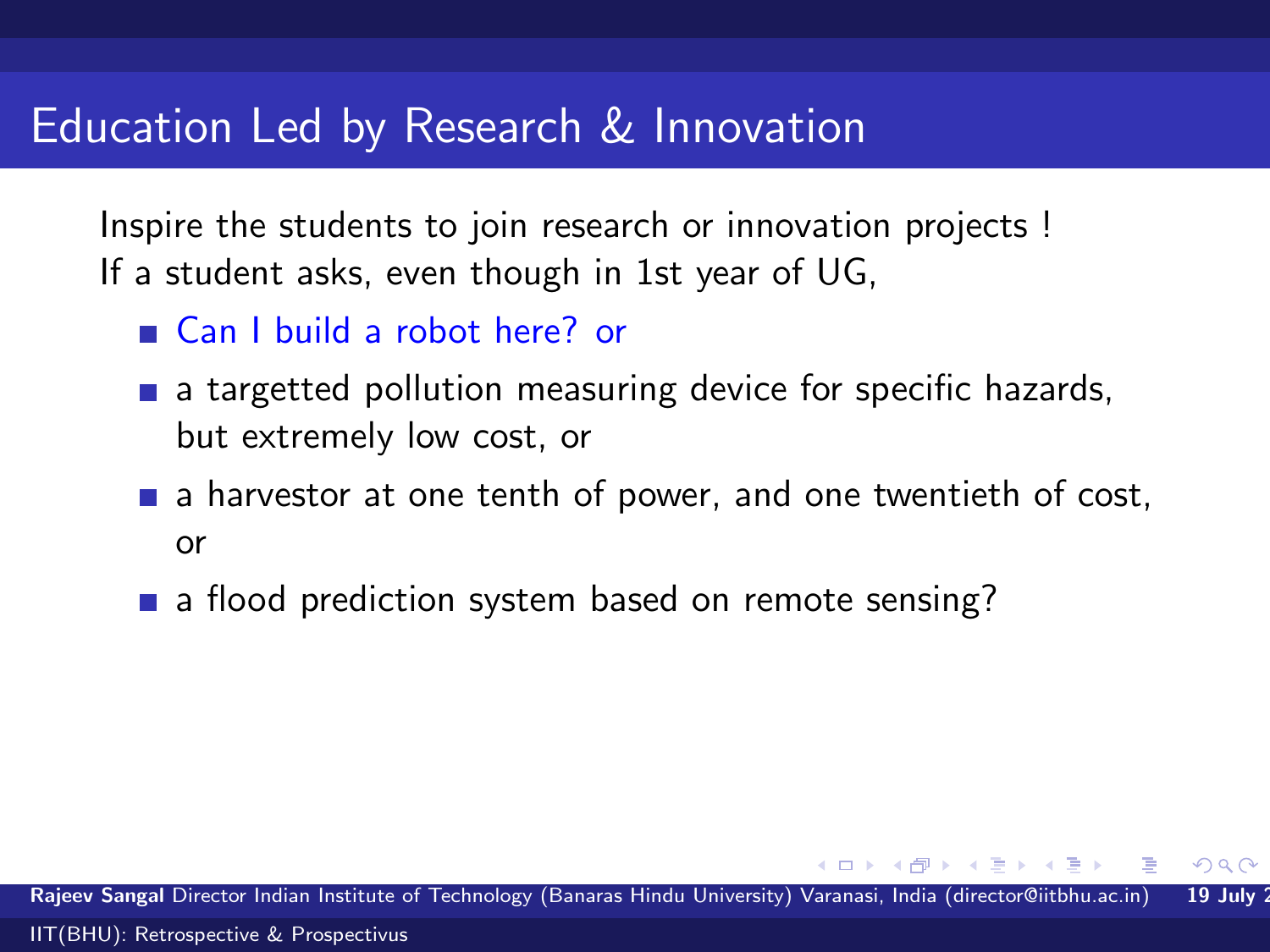# Education Led by Research & Innovation

Inspire the students to join research or innovation projects !
If a student asks, even though in 1st year of UG,

- Can I build a robot here? or
- a targetted pollution measuring device for specific hazards, but extremely low cost, or
- a harvestor at one tenth of power, and one twentieth of cost, or
- a flood prediction system based on remote sensing?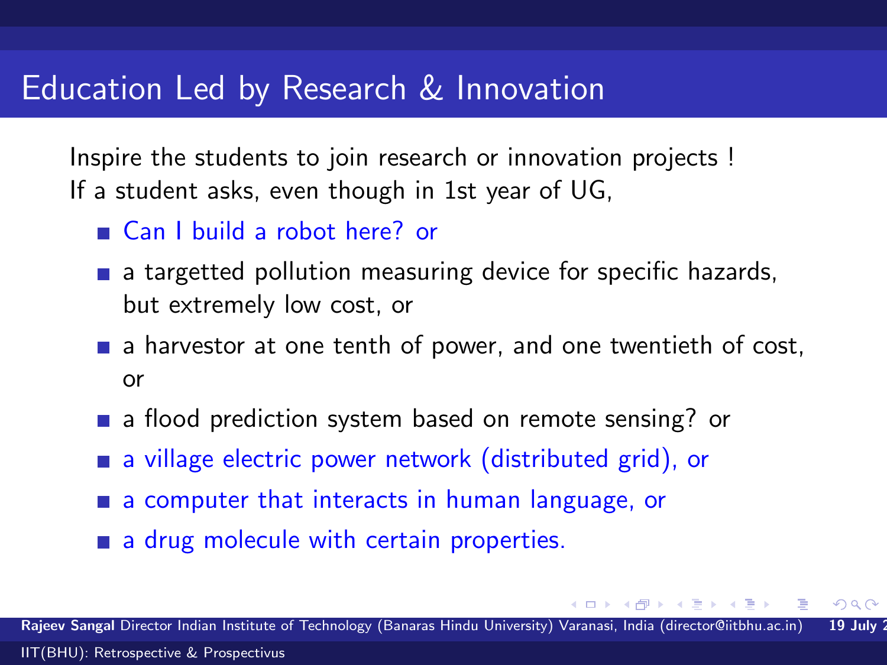# Education Led by Research & Innovation

Inspire the students to join research or innovation projects !
If a student asks, even though in 1st year of UG,

- Can I build a robot here? or
- a targetted pollution measuring device for specific hazards, but extremely low cost, or
- a harvestor at one tenth of power, and one twentieth of cost, or
- a flood prediction system based on remote sensing? or
- a village electric power network (distributed grid), or
- a computer that interacts in human language, or
- a drug molecule with certain properties.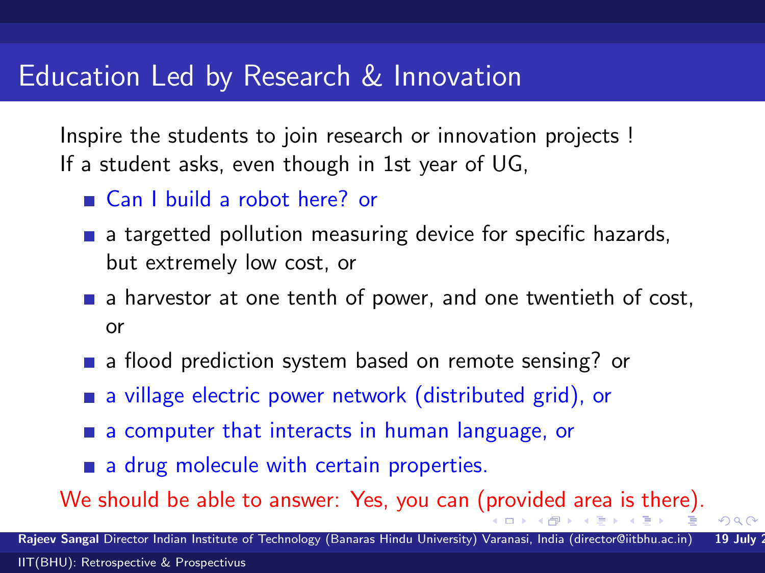# Education Led by Research & Innovation

Inspire the students to join research or innovation projects !
If a student asks, even though in 1st year of UG,

- Can I build a robot here? or
- a targetted pollution measuring device for specific hazards, but extremely low cost, or
- a harvestor at one tenth of power, and one twentieth of cost, or
- a flood prediction system based on remote sensing? or
- a village electric power network (distributed grid), or
- a computer that interacts in human language, or
- a drug molecule with certain properties.

We should be able to answer: Yes, you can (provided area is there).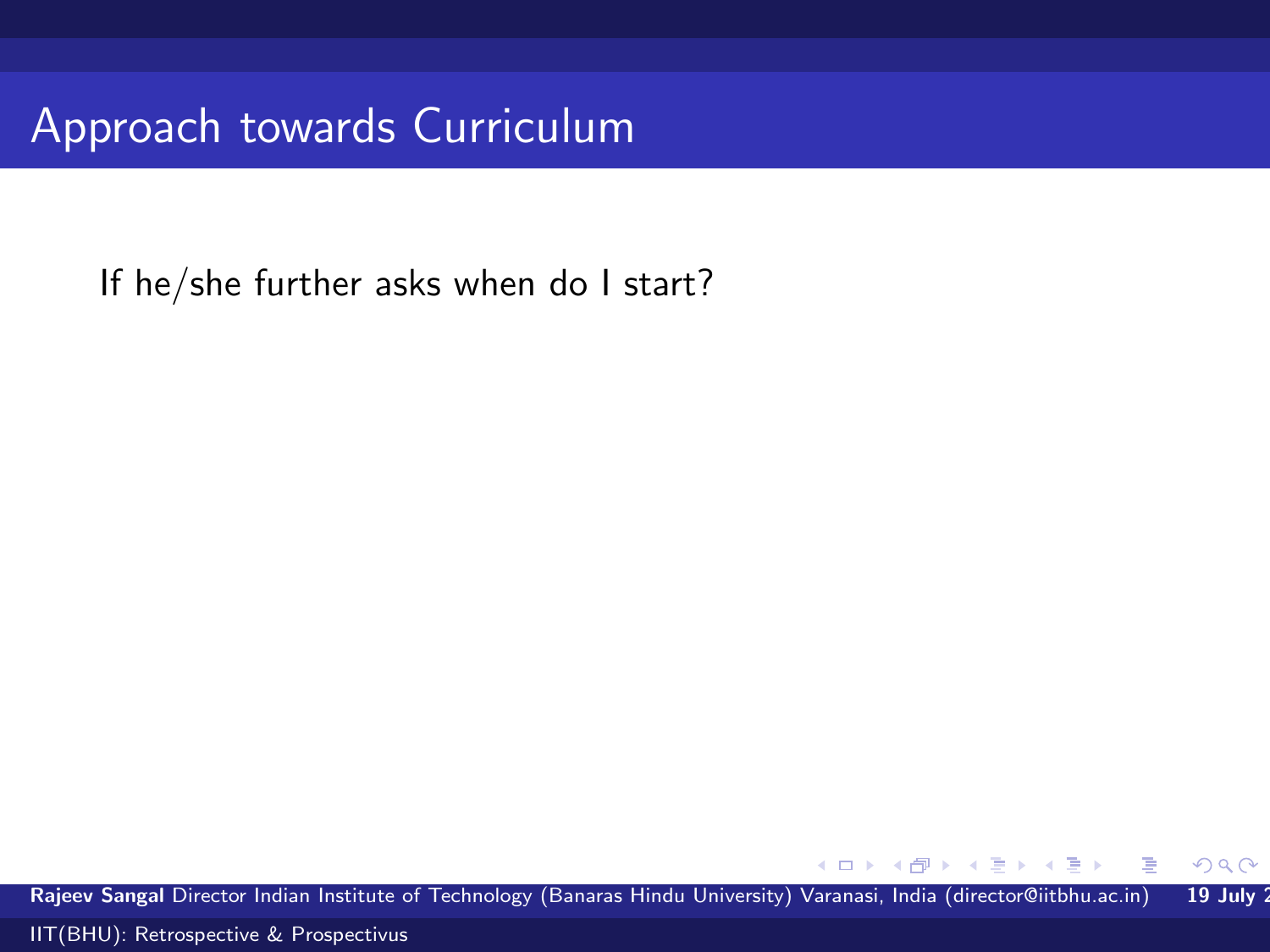# Approach towards Curriculum

If he/she further asks when do I start?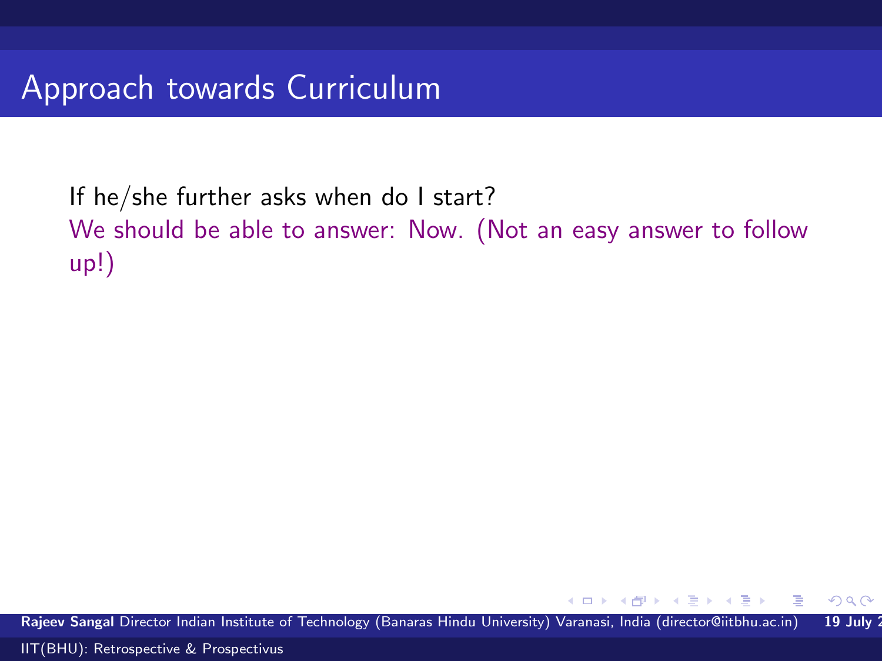## Approach towards Curriculum

If he/she further asks when do I start?

We should be able to answer: Now. (Not an easy answer to follow up!)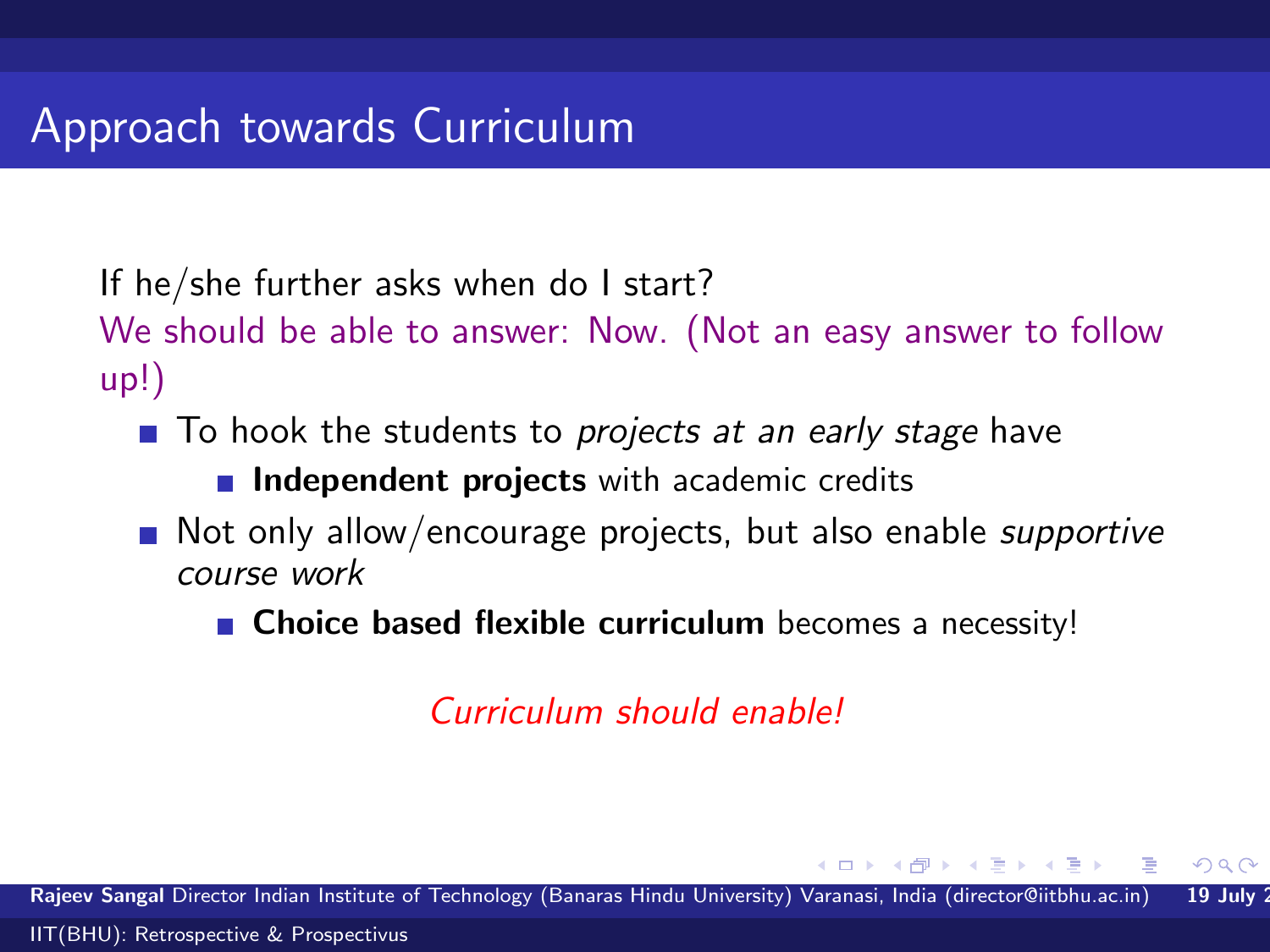# Approach towards Curriculum

If he/she further asks when do I start?

We should be able to answer: Now. (Not an easy answer to follow up!)

- To hook the students to *projects at an early stage* have
  - **Independent projects** with academic credits
- Not only allow/encourage projects, but also enable *supportive course work*
  - **Choice based flexible curriculum** becomes a necessity!

*Curriculum should enable!*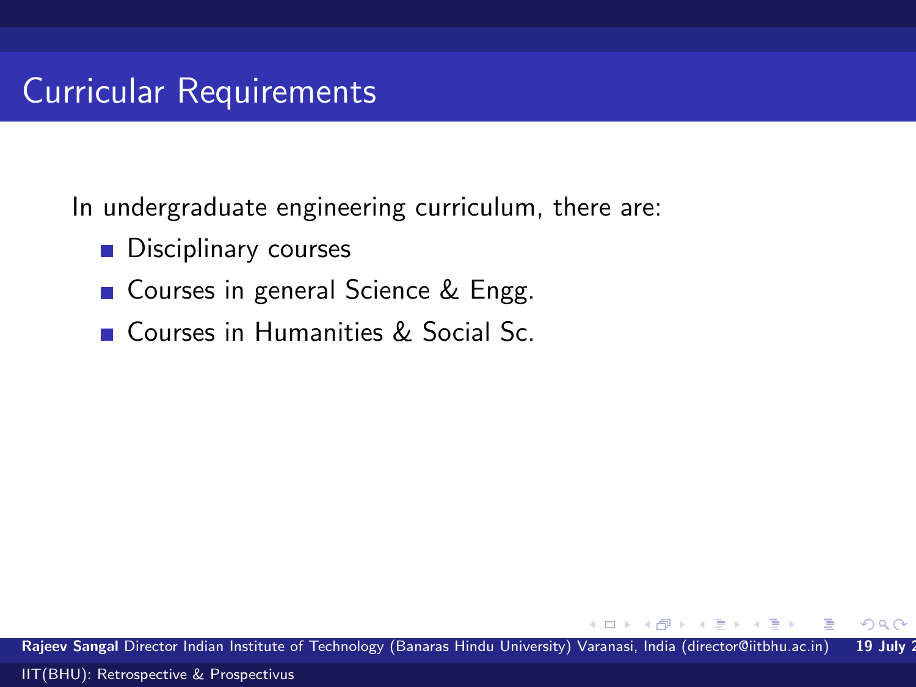# Curricular Requirements

In undergraduate engineering curriculum, there are:

- Disciplinary courses
- Courses in general Science & Engg.
- Courses in Humanities & Social Sc.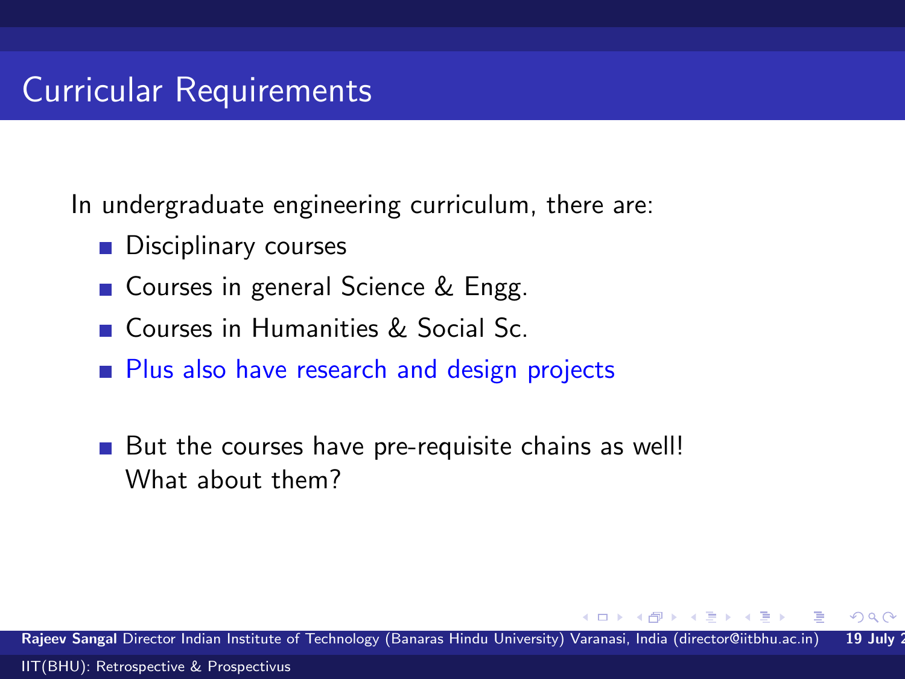# Curricular Requirements

In undergraduate engineering curriculum, there are:

- Disciplinary courses
- Courses in general Science & Engg.
- Courses in Humanities & Social Sc.
- Plus also have research and design projects

- But the courses have pre-requisite chains as well! What about them?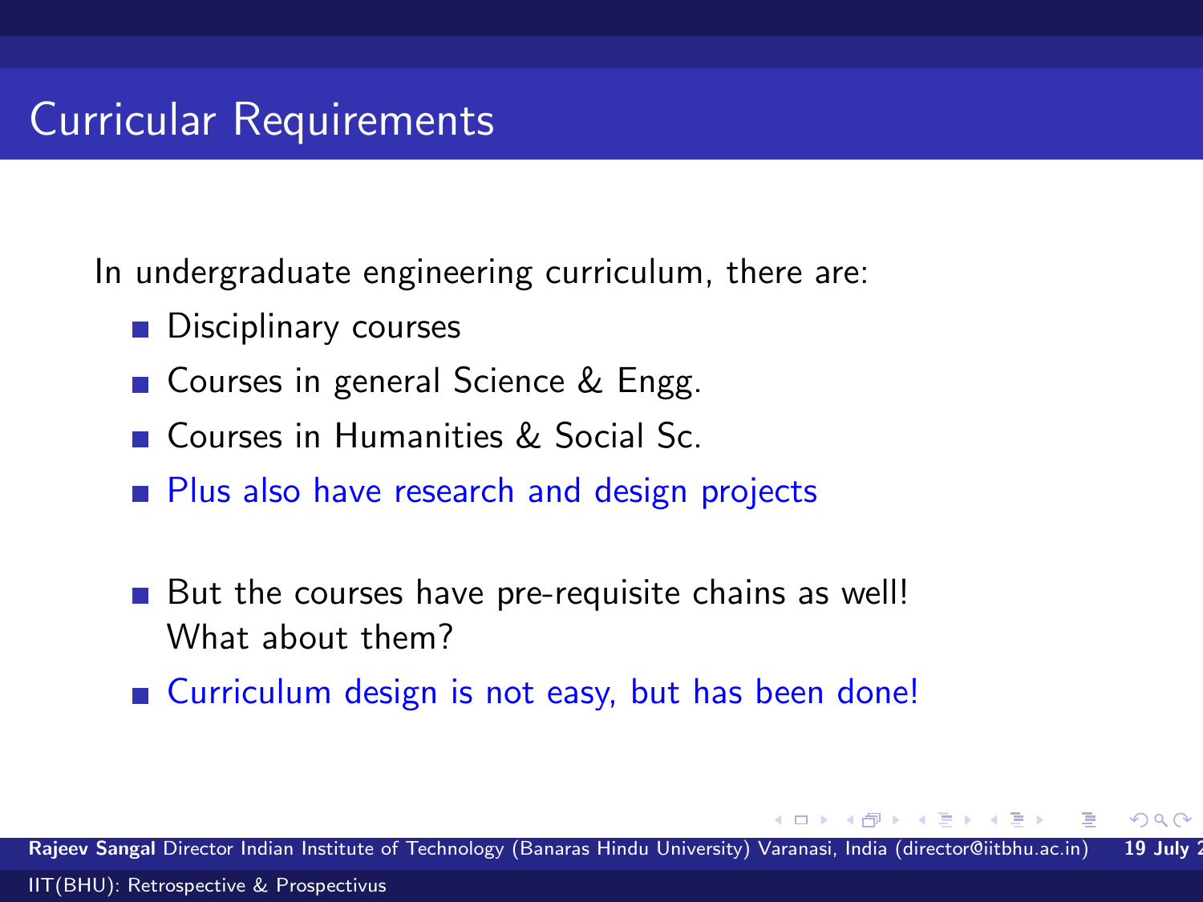# Curricular Requirements

In undergraduate engineering curriculum, there are:

- Disciplinary courses
- Courses in general Science & Engg.
- Courses in Humanities & Social Sc.
- Plus also have research and design projects

- But the courses have pre-requisite chains as well! What about them?
- Curriculum design is not easy, but has been done!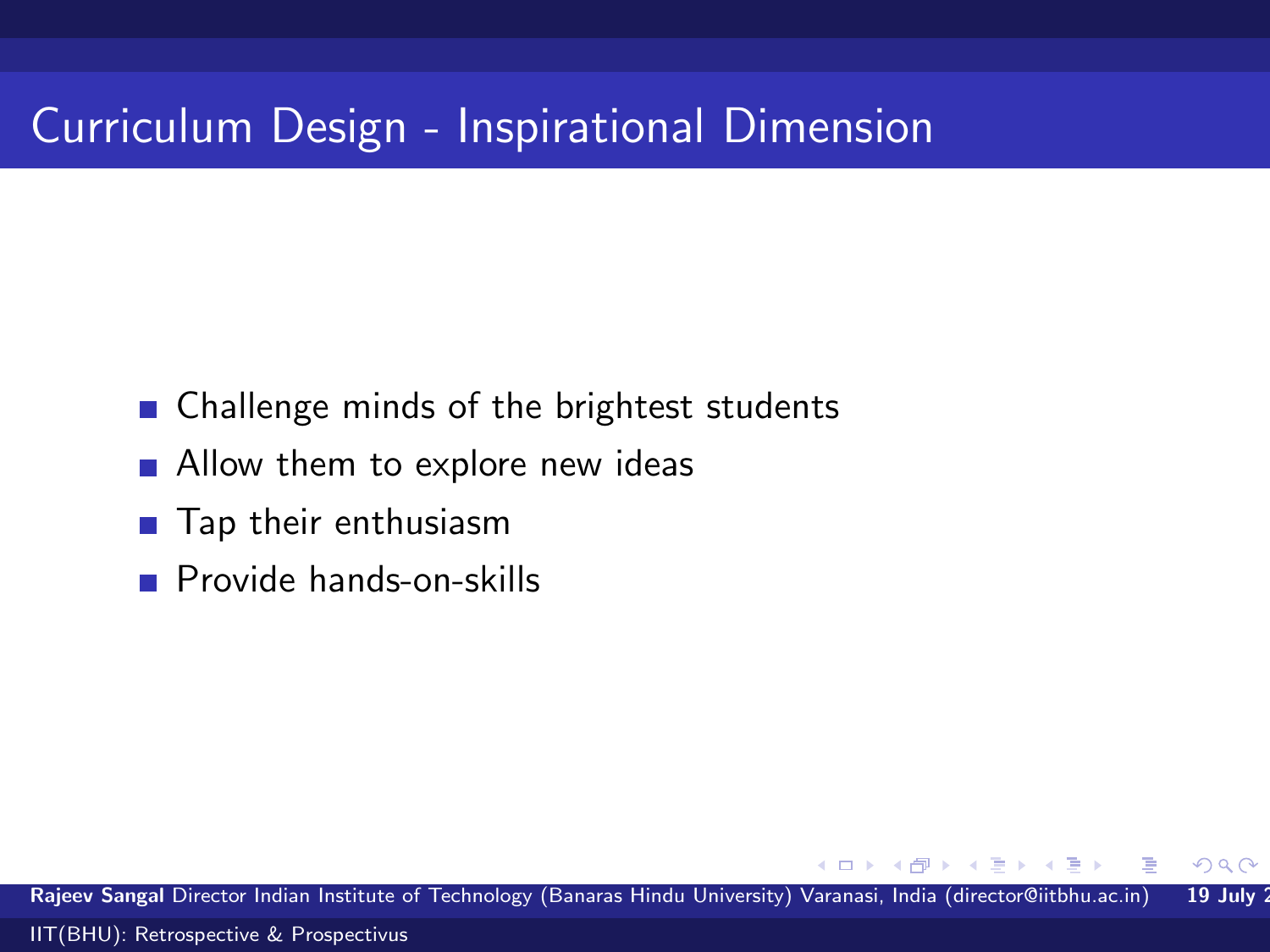# Curriculum Design - Inspirational Dimension

- Challenge minds of the brightest students
- Allow them to explore new ideas
- Tap their enthusiasm
- Provide hands-on-skills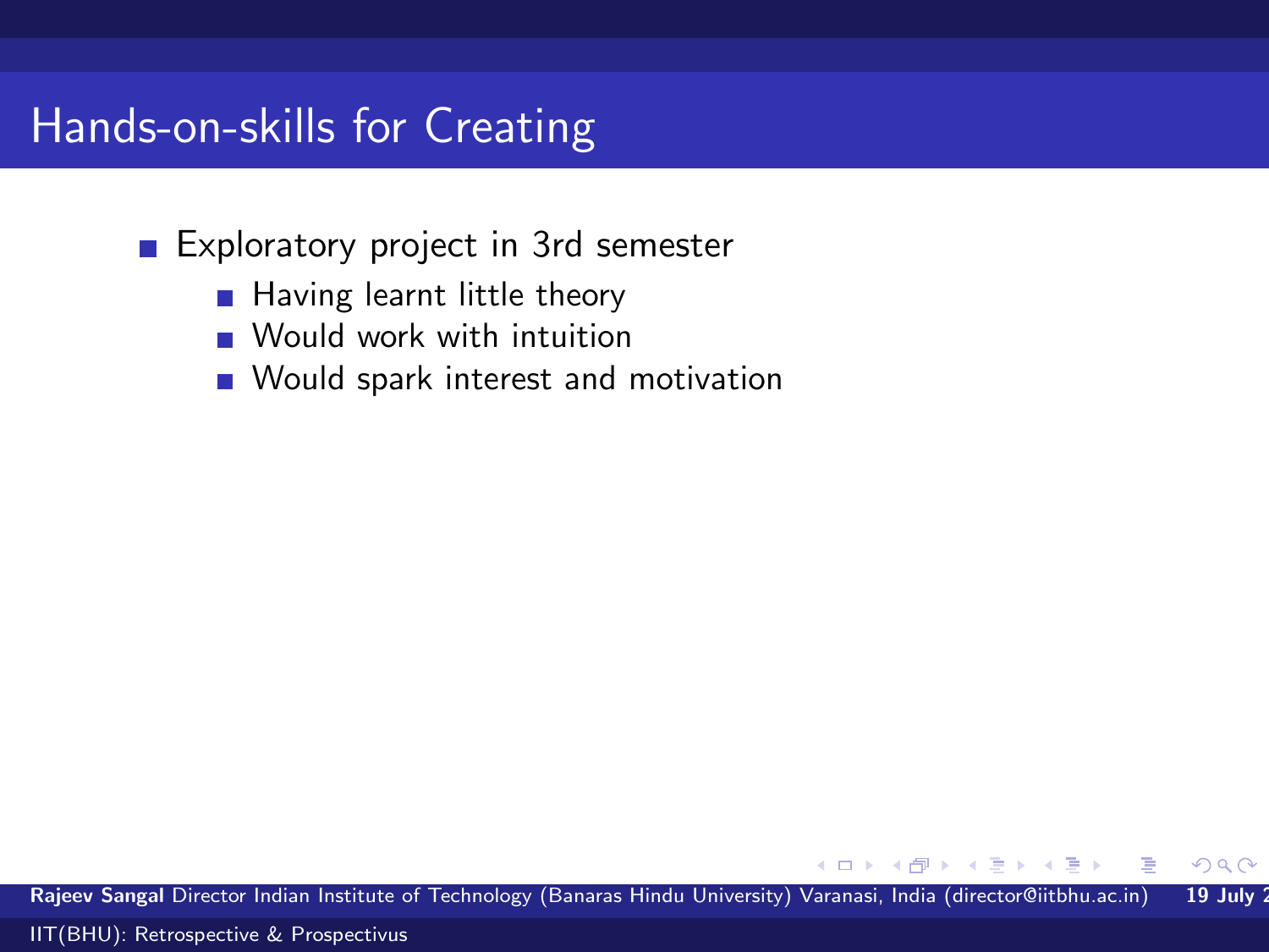# Hands-on-skills for Creating

- Exploratory project in 3rd semester
  - Having learnt little theory
  - Would work with intuition
  - Would spark interest and motivation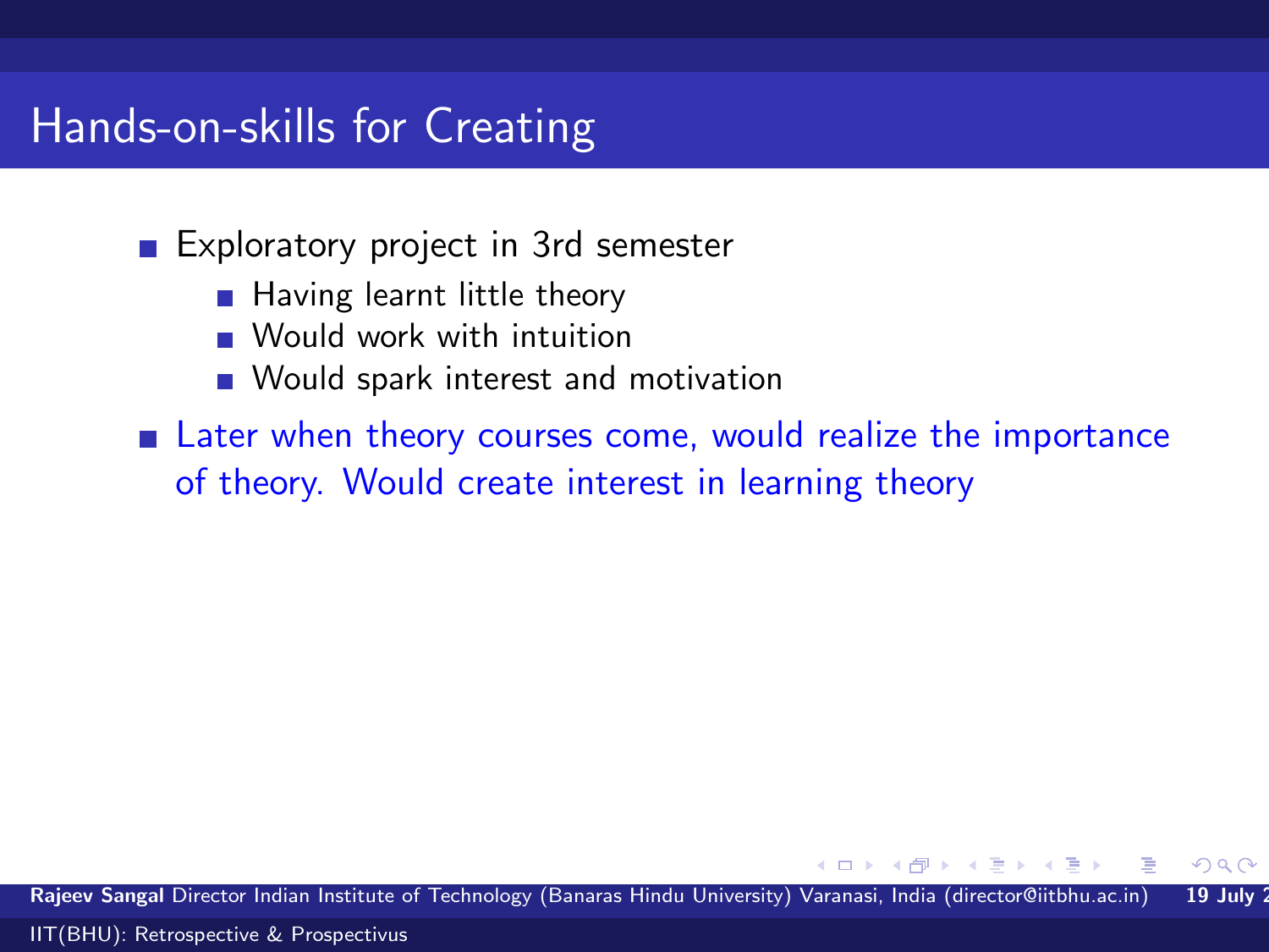# Hands-on-skills for Creating

- Exploratory project in 3rd semester
  - Having learnt little theory
  - Would work with intuition
  - Would spark interest and motivation
- Later when theory courses come, would realize the importance of theory. Would create interest in learning theory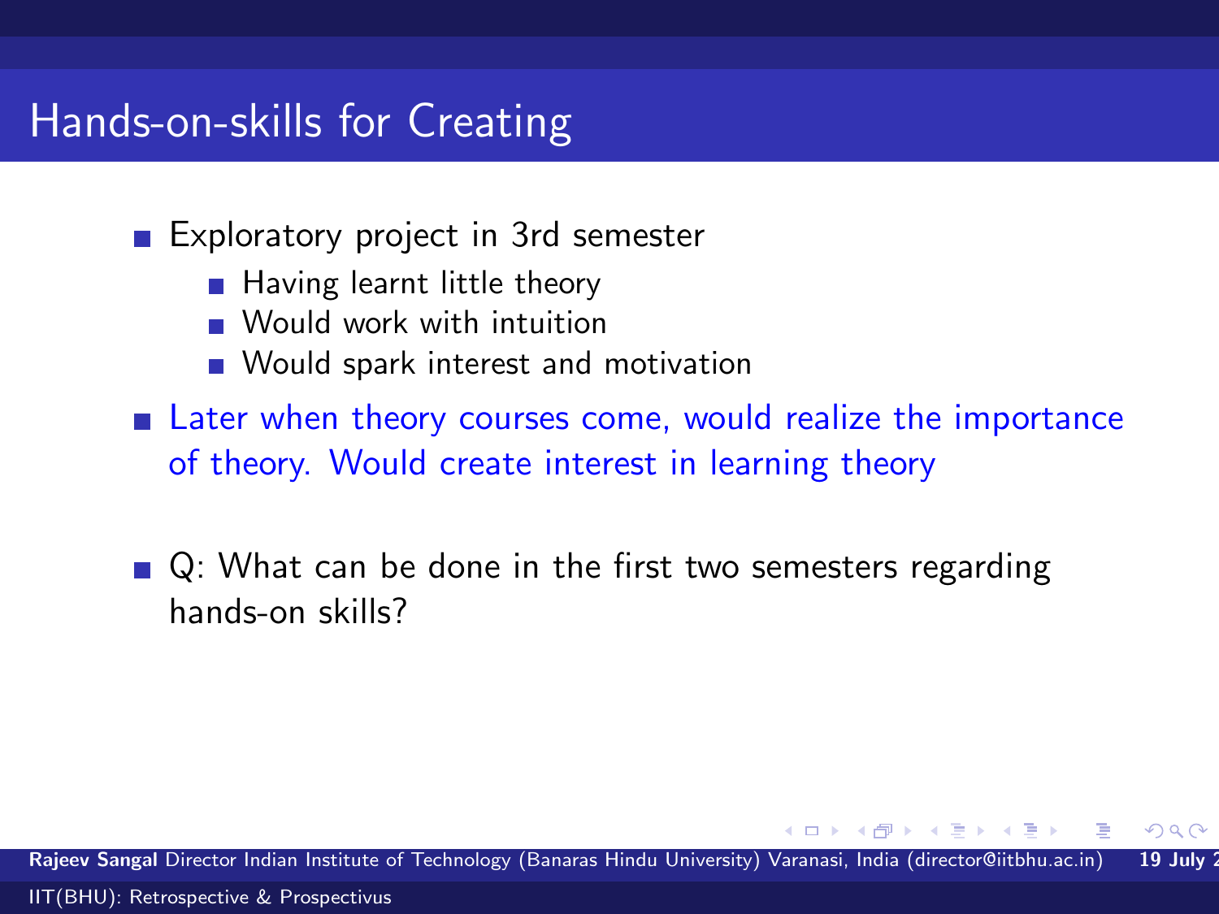# Hands-on-skills for Creating

- Exploratory project in 3rd semester
  - Having learnt little theory
  - Would work with intuition
  - Would spark interest and motivation
- Later when theory courses come, would realize the importance of theory. Would create interest in learning theory
- Q: What can be done in the first two semesters regarding hands-on skills?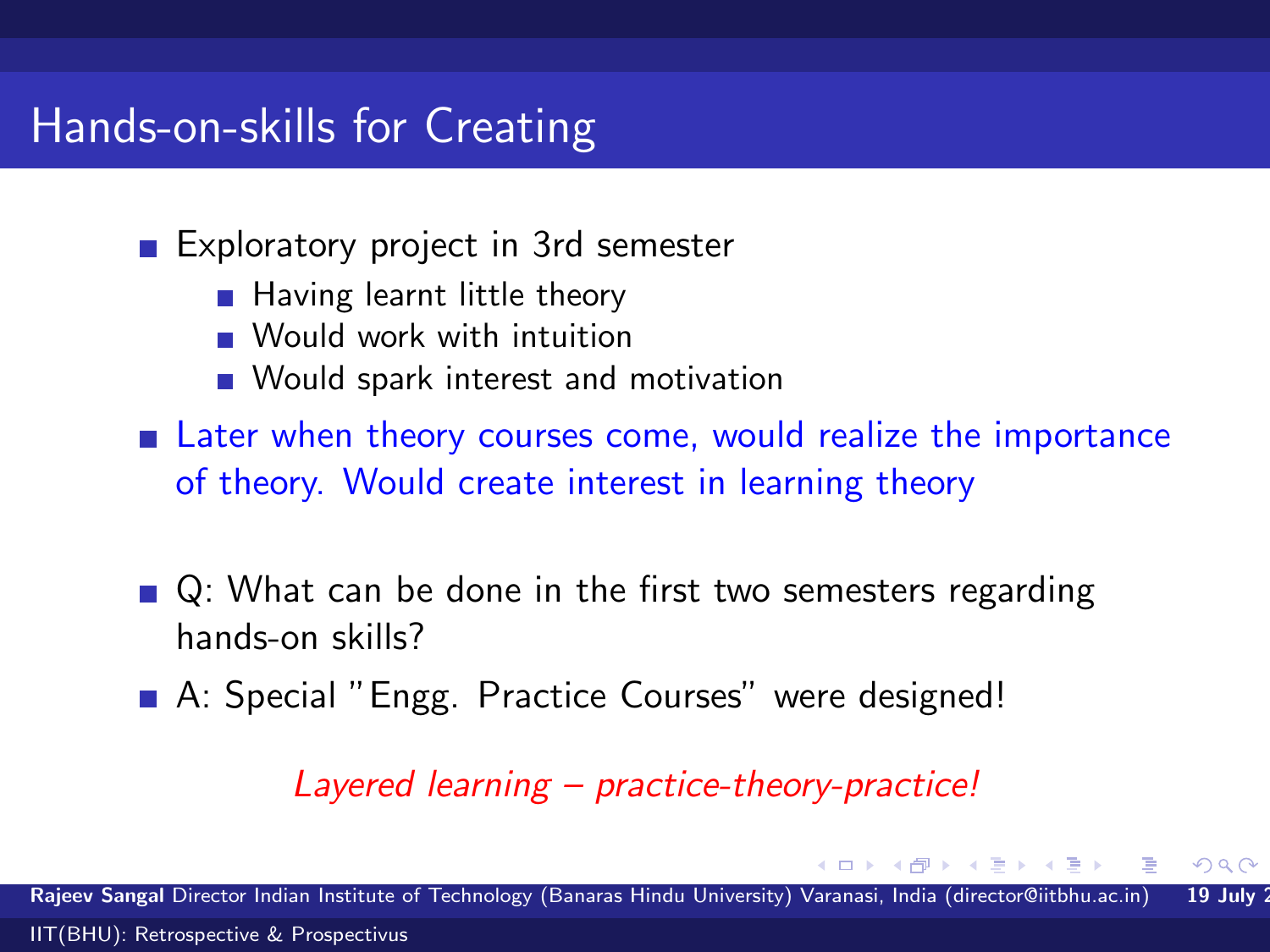# Hands-on-skills for Creating

- Exploratory project in 3rd semester
  - Having learnt little theory
  - Would work with intuition
  - Would spark interest and motivation
- Later when theory courses come, would realize the importance of theory. Would create interest in learning theory

- Q: What can be done in the first two semesters regarding hands-on skills?
- A: Special "Engg. Practice Courses" were designed!

*Layered learning – practice-theory-practice!*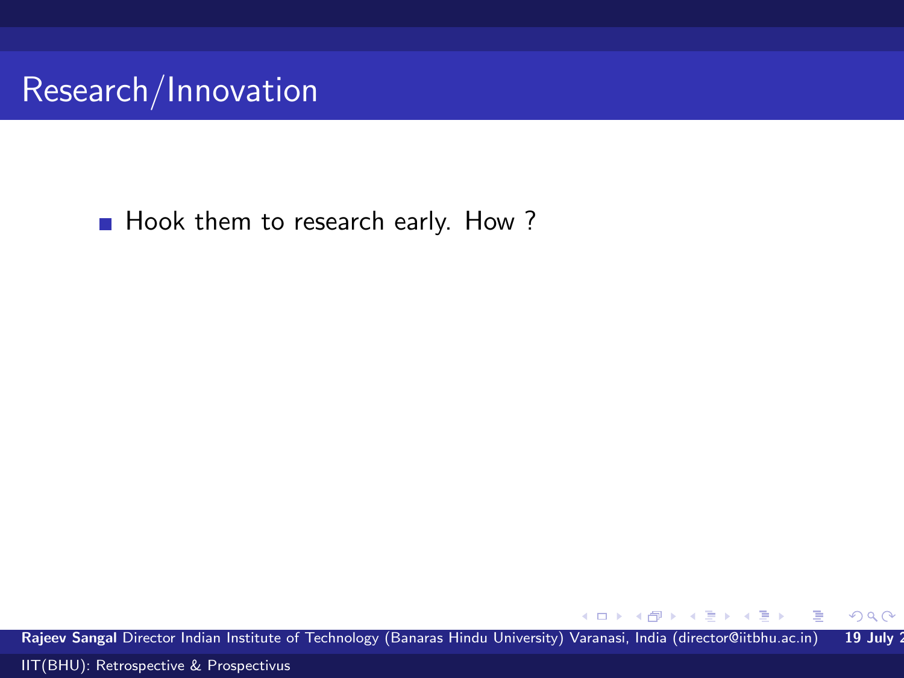# Research/Innovation

- Hook them to research early. How ?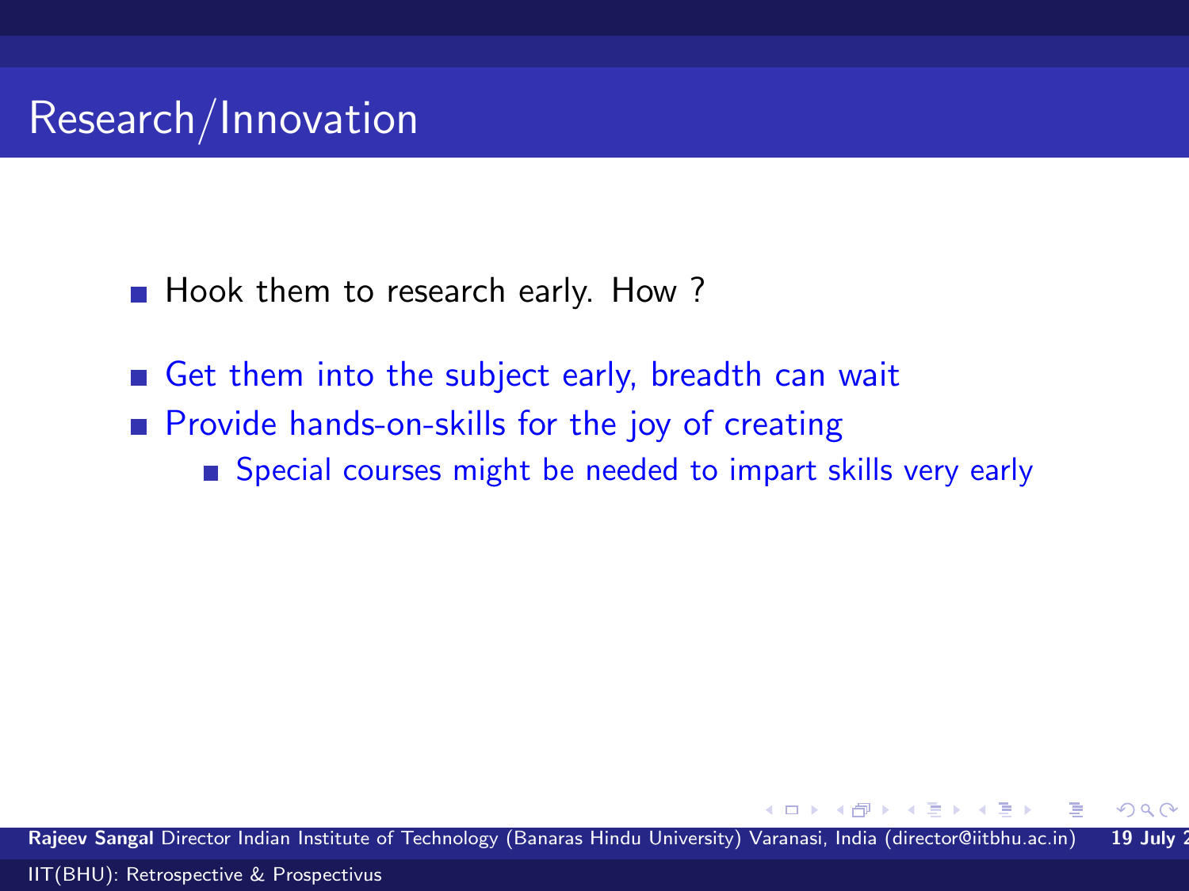# Research/Innovation

- Hook them to research early. How ?

- Get them into the subject early, breadth can wait
- Provide hands-on-skills for the joy of creating
  - Special courses might be needed to impart skills very early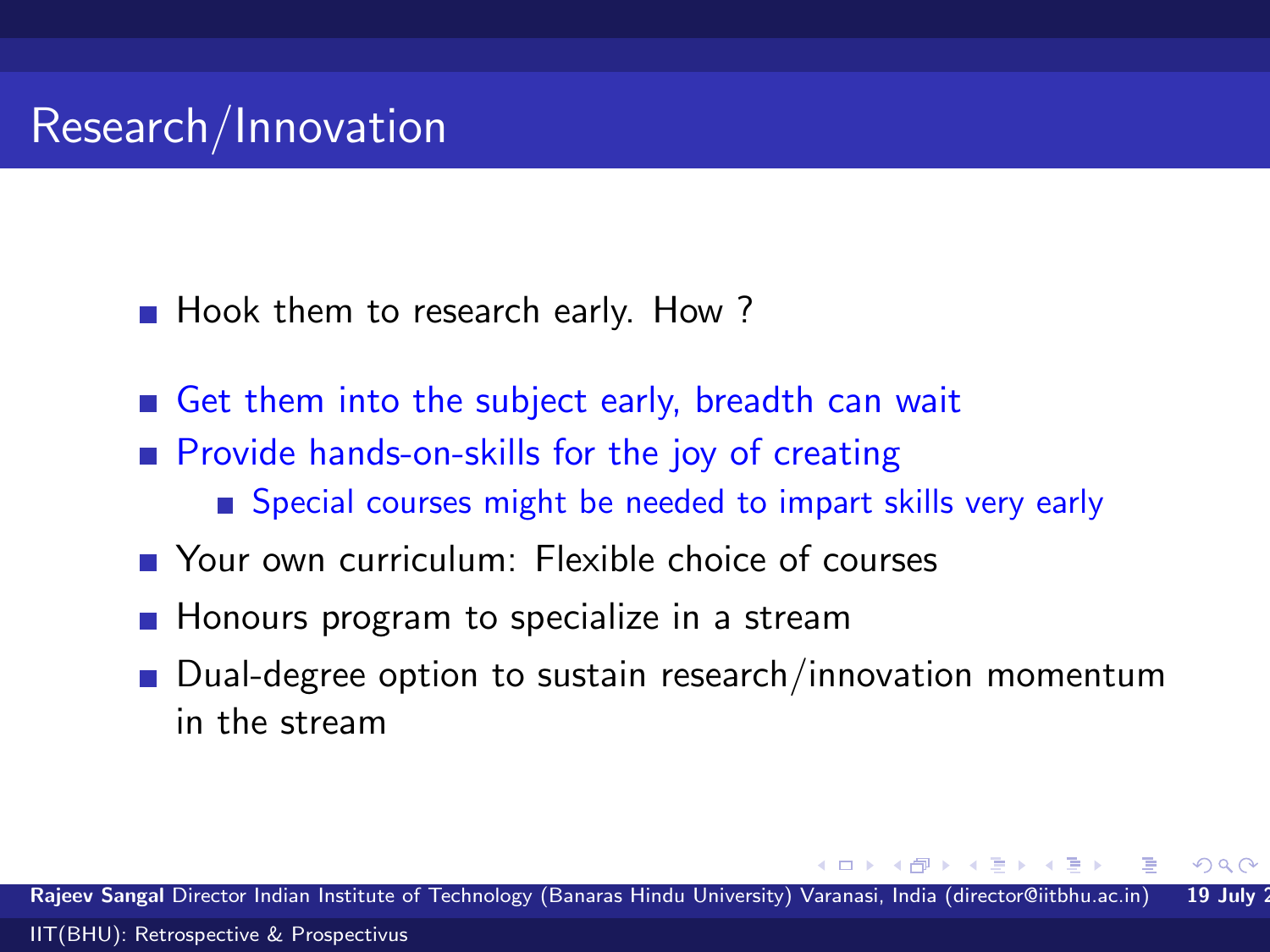# Research/Innovation

- Hook them to research early. How ?

- Get them into the subject early, breadth can wait
- Provide hands-on-skills for the joy of creating
  - Special courses might be needed to impart skills very early
- Your own curriculum: Flexible choice of courses
- Honours program to specialize in a stream
- Dual-degree option to sustain research/innovation momentum in the stream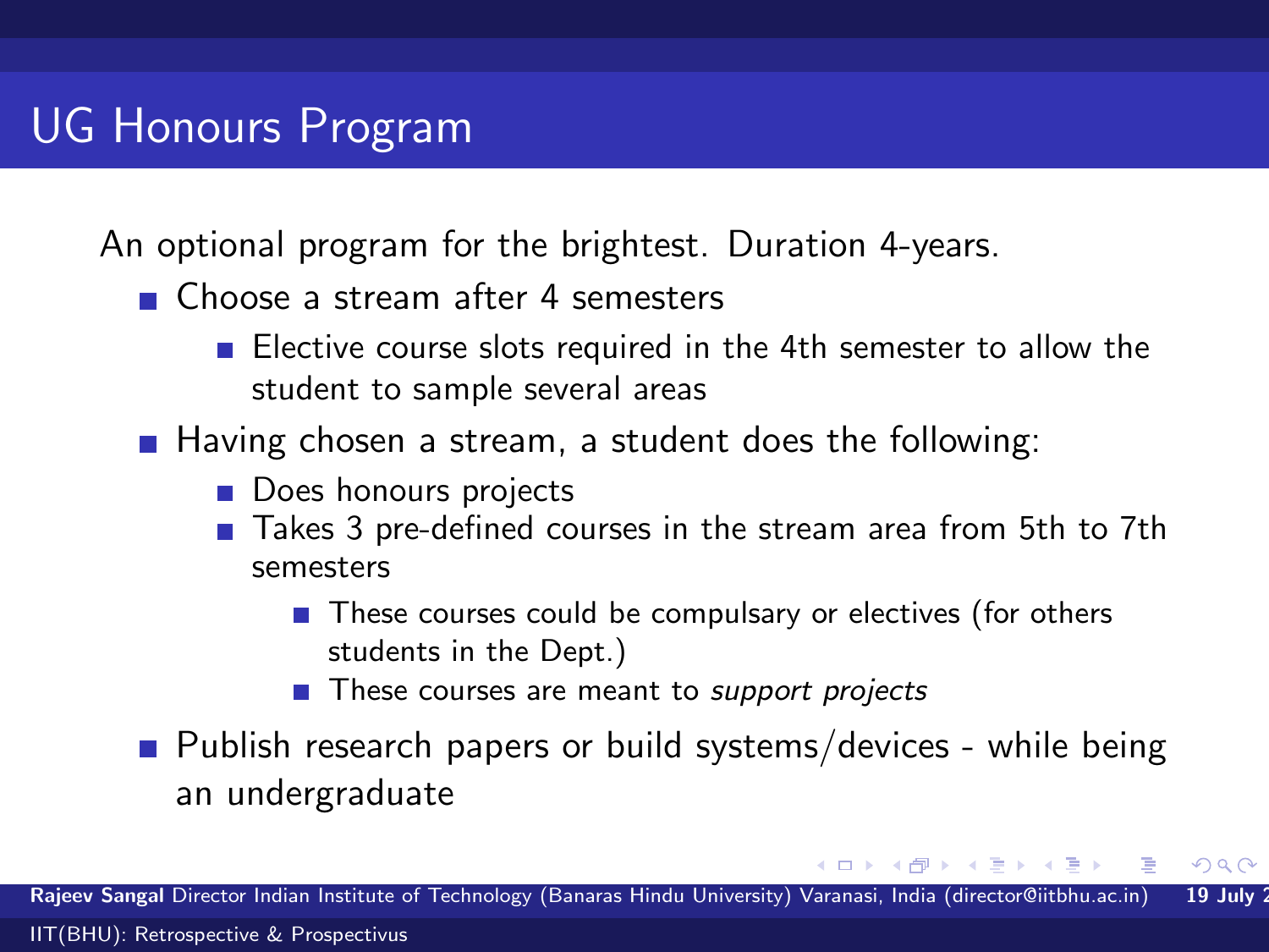# UG Honours Program

An optional program for the brightest. Duration 4-years.

- Choose a stream after 4 semesters
  - Elective course slots required in the 4th semester to allow the student to sample several areas
- Having chosen a stream, a student does the following:
  - Does honours projects
  - Takes 3 pre-defined courses in the stream area from 5th to 7th semesters
    - These courses could be compulsary or electives (for others students in the Dept.)
    - These courses are meant to *support projects*
- Publish research papers or build systems/devices - while being an undergraduate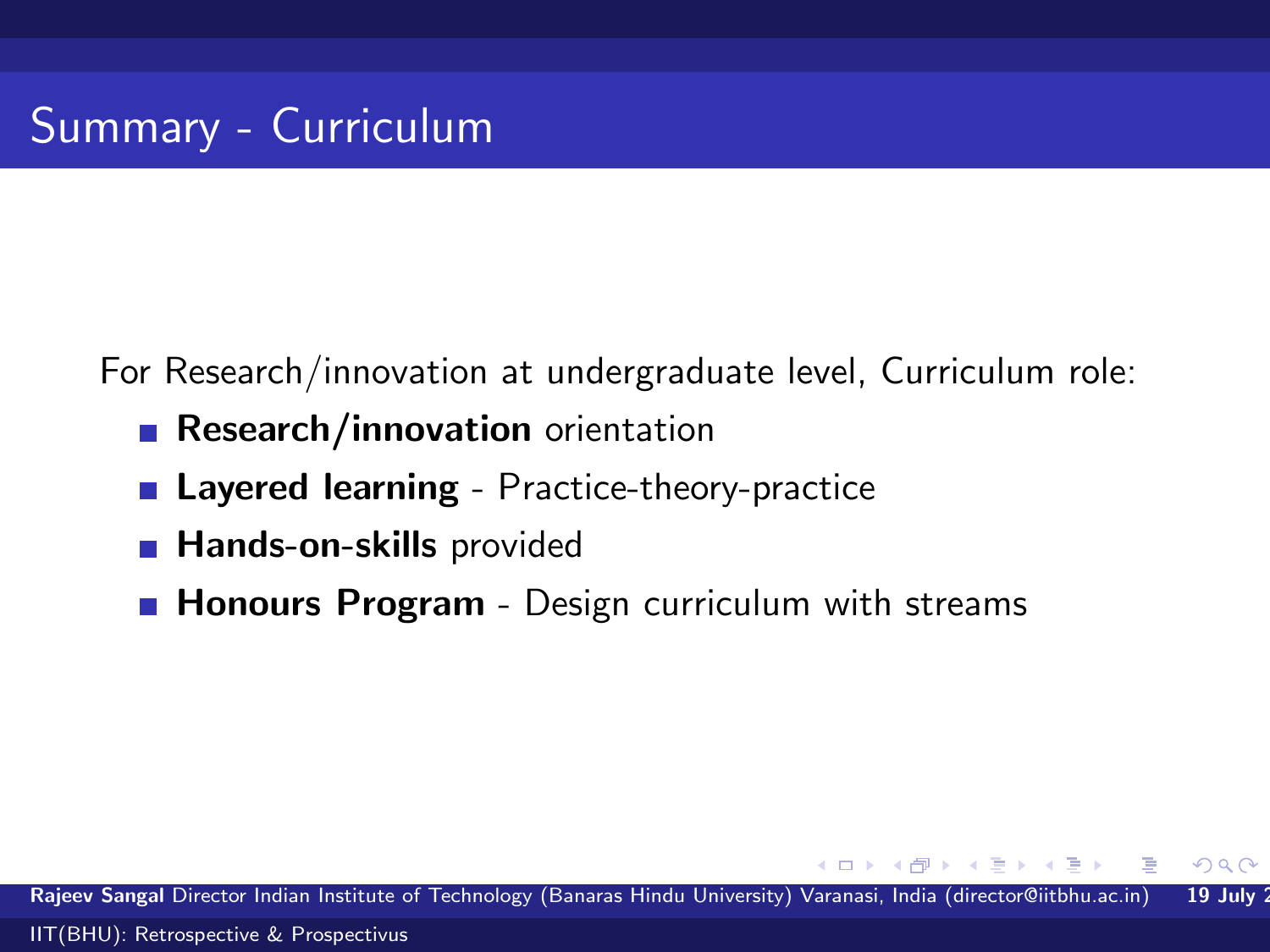# Summary - Curriculum

For Research/innovation at undergraduate level, Curriculum role:

- **Research/innovation** orientation
- **Layered learning** - Practice-theory-practice
- **Hands-on-skills** provided
- **Honours Program** - Design curriculum with streams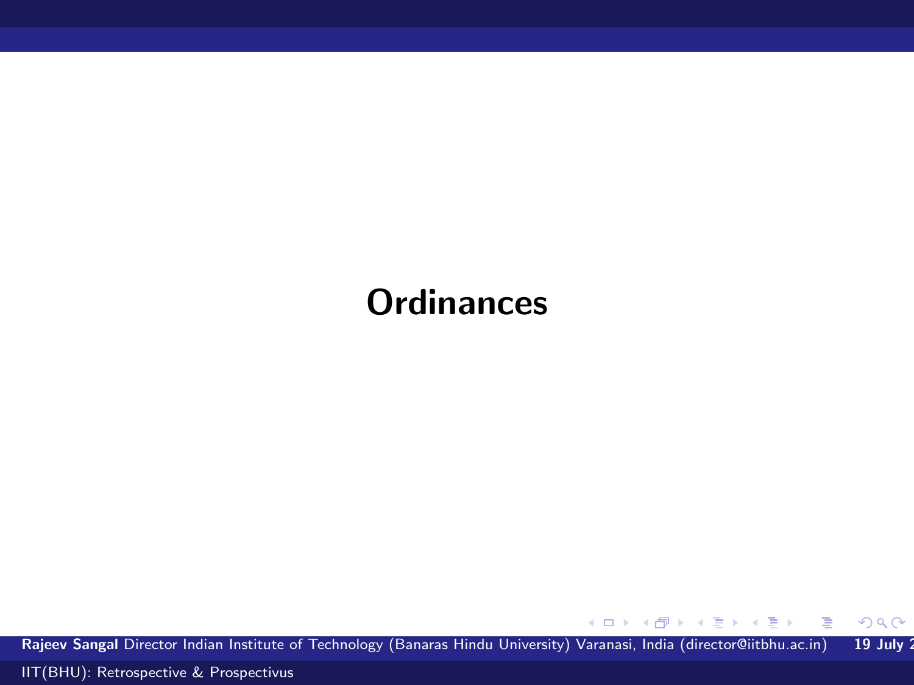# Ordinances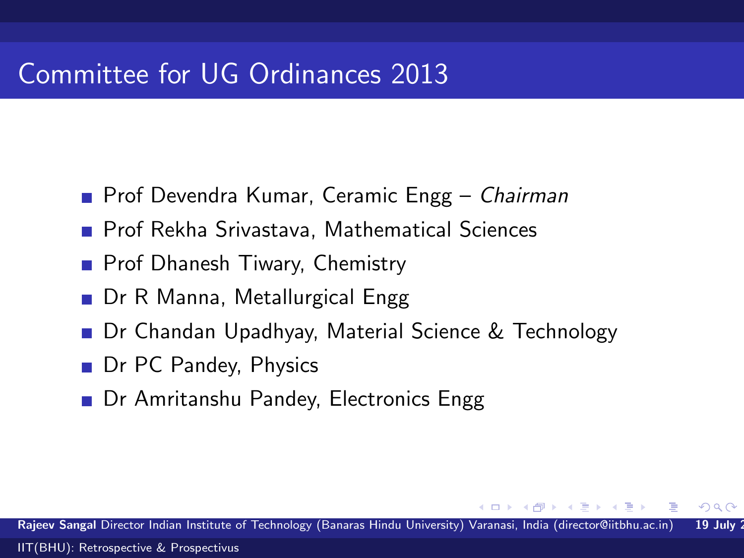# Committee for UG Ordinances 2013

- Prof Devendra Kumar, Ceramic Engg – *Chairman*
- Prof Rekha Srivastava, Mathematical Sciences
- Prof Dhanesh Tiwary, Chemistry
- Dr R Manna, Metallurgical Engg
- Dr Chandan Upadhyay, Material Science & Technology
- Dr PC Pandey, Physics
- Dr Amritanshu Pandey, Electronics Engg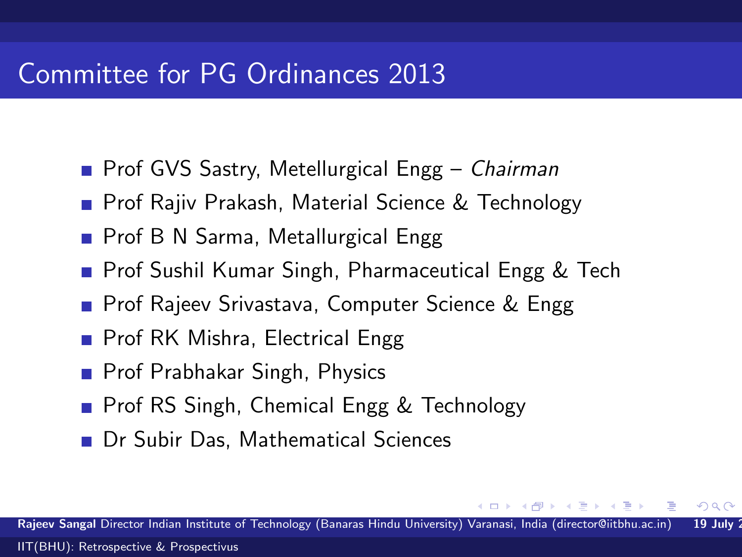# Committee for PG Ordinances 2013

- Prof GVS Sastry, Metellurgical Engg – *Chairman*
- Prof Rajiv Prakash, Material Science & Technology
- Prof B N Sarma, Metallurgical Engg
- Prof Sushil Kumar Singh, Pharmaceutical Engg & Tech
- Prof Rajeev Srivastava, Computer Science & Engg
- Prof RK Mishra, Electrical Engg
- Prof Prabhakar Singh, Physics
- Prof RS Singh, Chemical Engg & Technology
- Dr Subir Das, Mathematical Sciences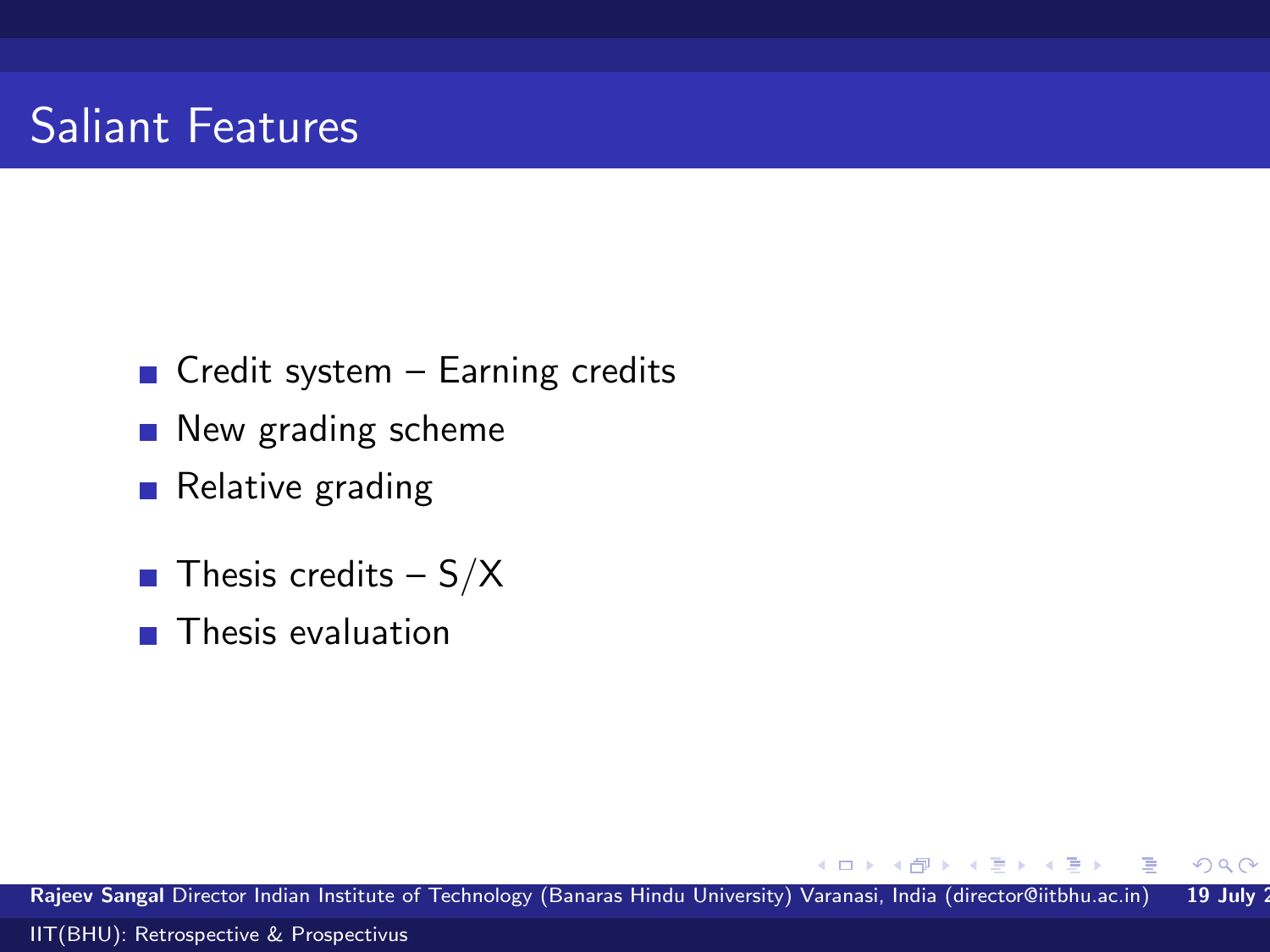# Saliant Features

- Credit system – Earning credits
- New grading scheme
- Relative grading

- Thesis credits – S/X
- Thesis evaluation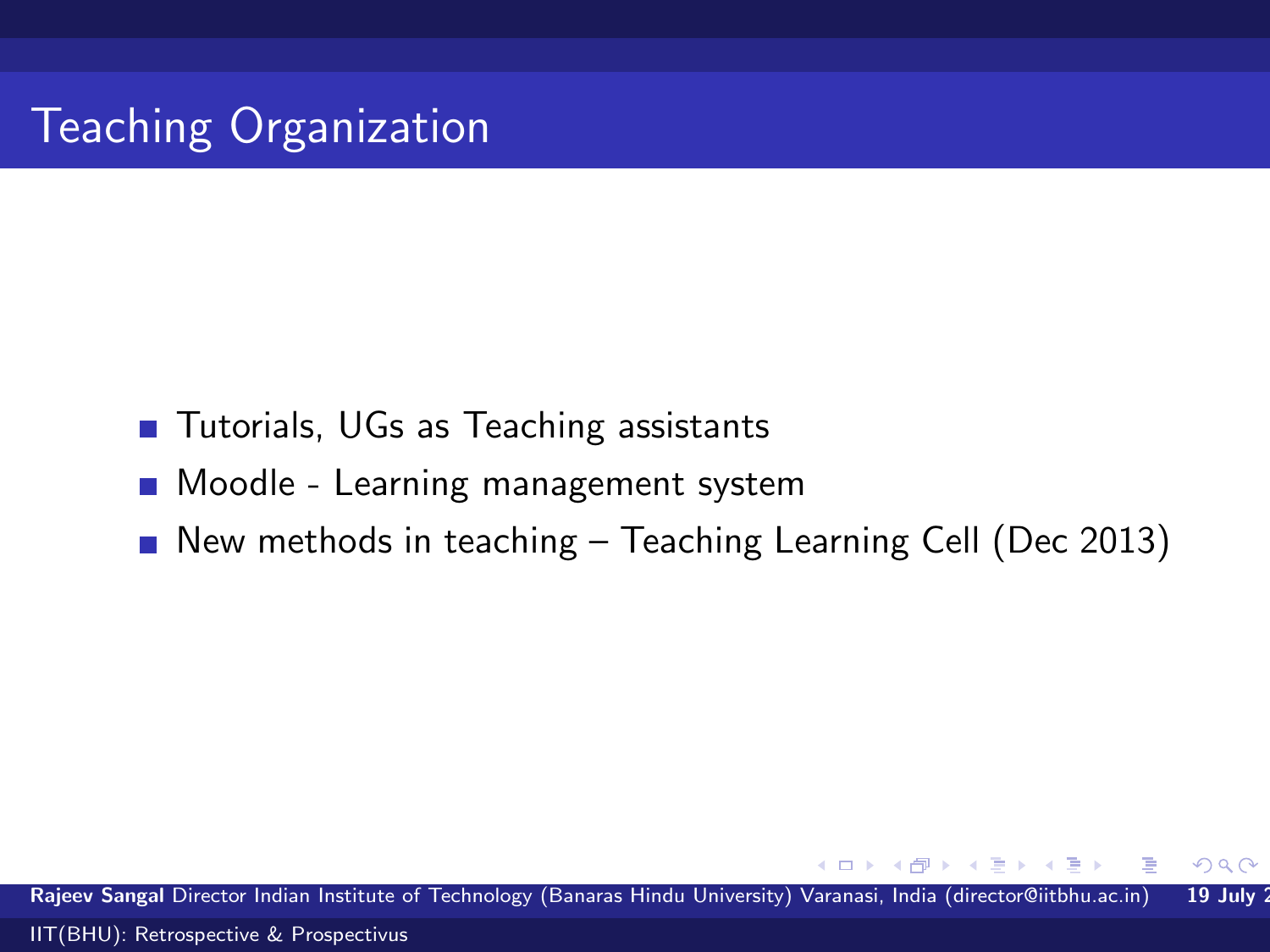# Teaching Organization

- Tutorials, UGs as Teaching assistants
- Moodle - Learning management system
- New methods in teaching – Teaching Learning Cell (Dec 2013)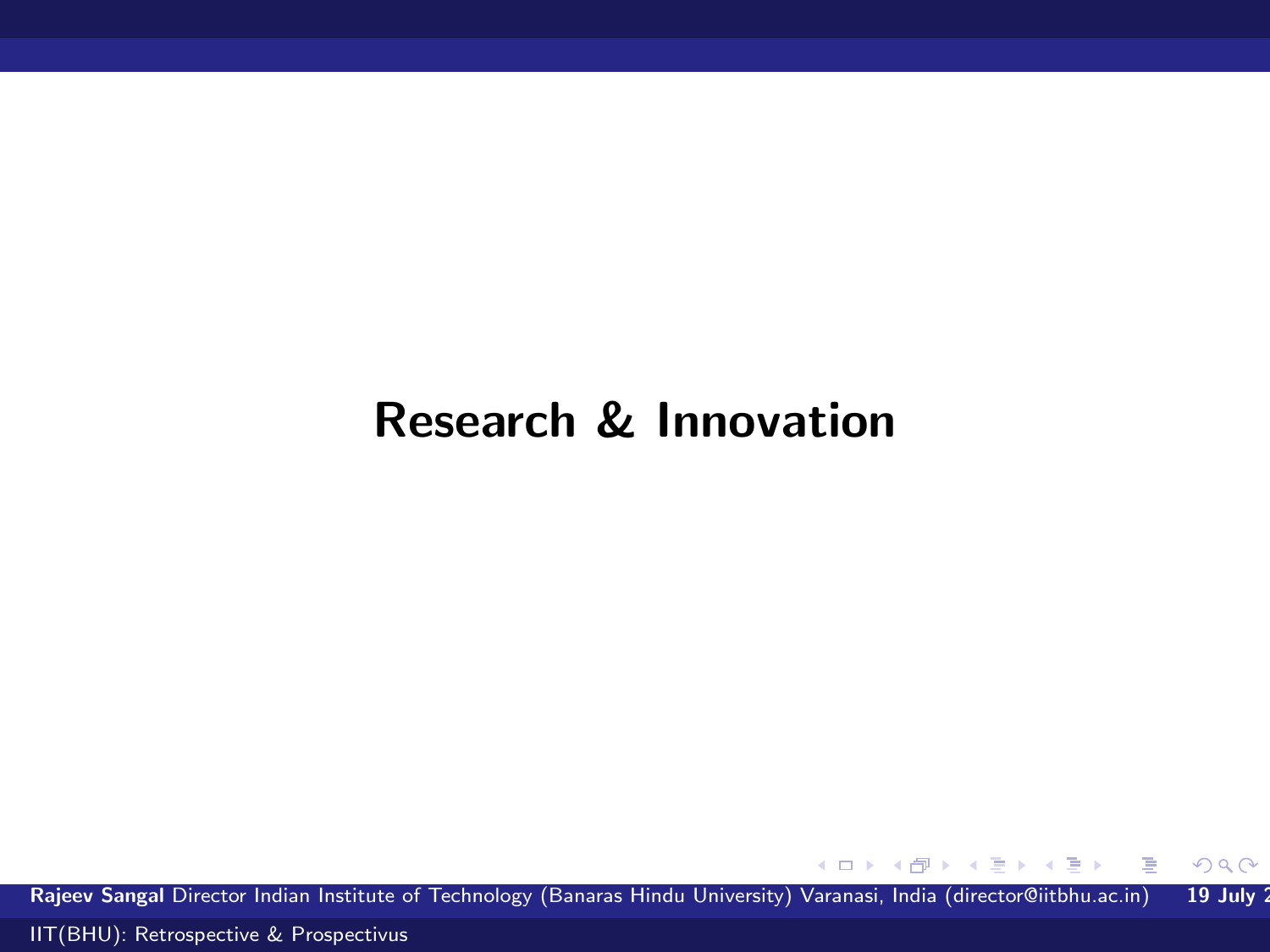# Research & Innovation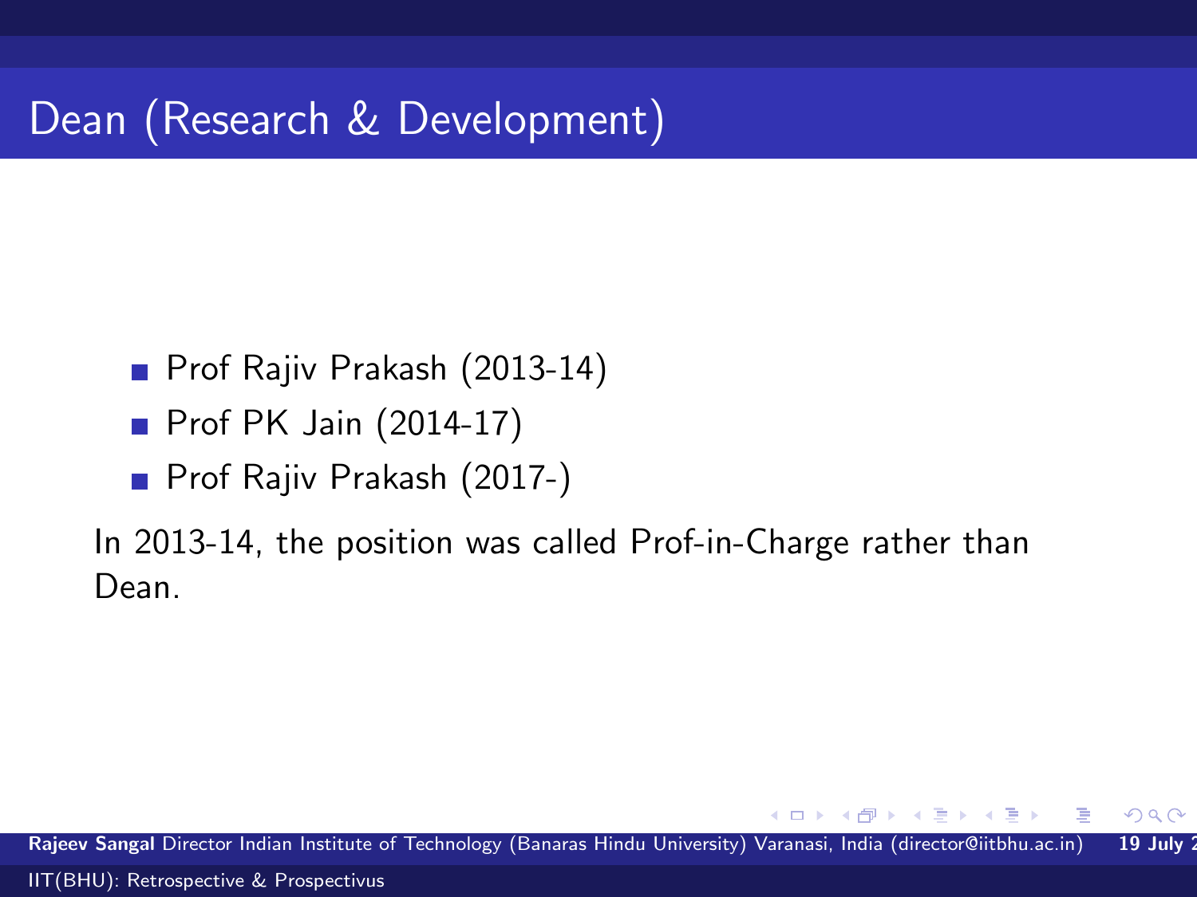# Dean (Research & Development)

- Prof Rajiv Prakash (2013-14)
- Prof PK Jain (2014-17)
- Prof Rajiv Prakash (2017-)

In 2013-14, the position was called Prof-in-Charge rather than Dean.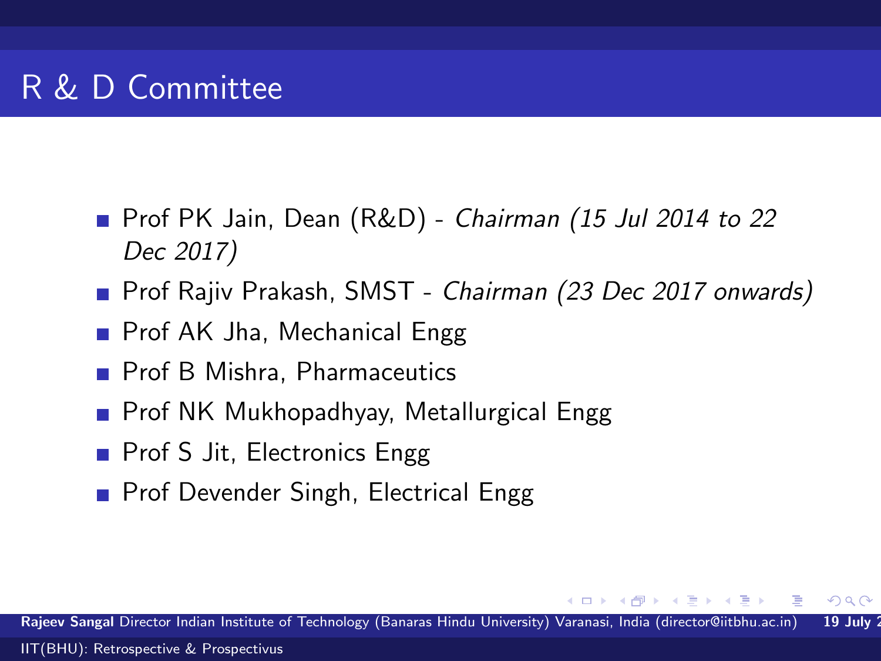# R & D Committee

- Prof PK Jain, Dean (R&D) - *Chairman (15 Jul 2014 to 22 Dec 2017)*
- Prof Rajiv Prakash, SMST - *Chairman (23 Dec 2017 onwards)*
- Prof AK Jha, Mechanical Engg
- Prof B Mishra, Pharmaceutics
- Prof NK Mukhopadhyay, Metallurgical Engg
- Prof S Jit, Electronics Engg
- Prof Devender Singh, Electrical Engg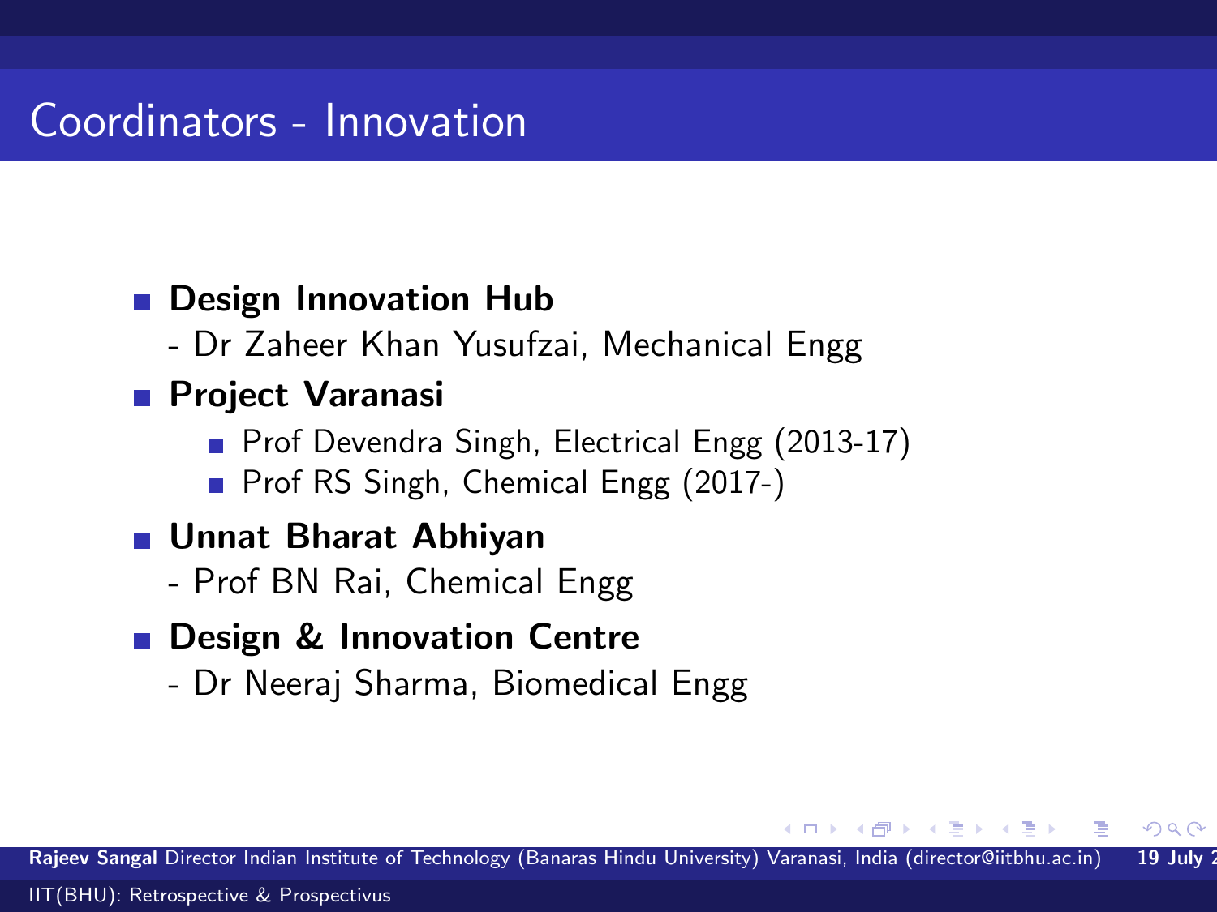# Coordinators - Innovation

- **Design Innovation Hub**
  - Dr Zaheer Khan Yusufzai, Mechanical Engg
- **Project Varanasi**
  - Prof Devendra Singh, Electrical Engg (2013-17)
  - Prof RS Singh, Chemical Engg (2017-)
- **Unnat Bharat Abhiyan**
  - Prof BN Rai, Chemical Engg
- **Design & Innovation Centre**
  - Dr Neeraj Sharma, Biomedical Engg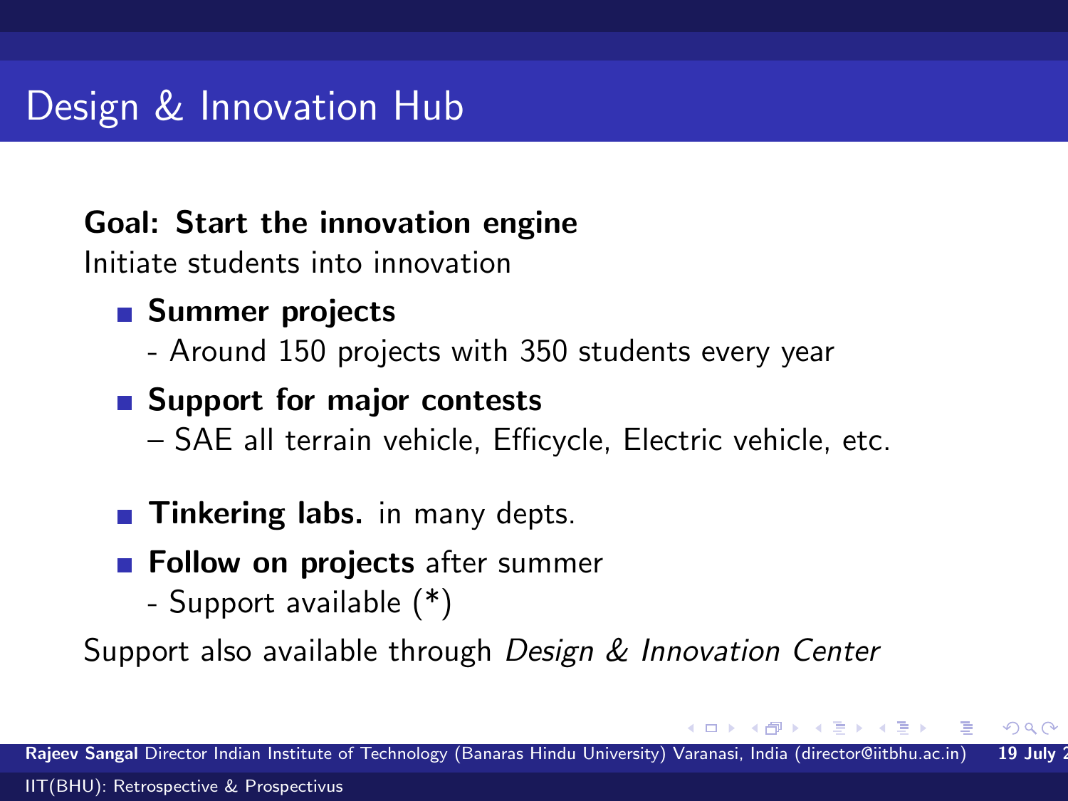# Design & Innovation Hub

**Goal: Start the innovation engine**
Initiate students into innovation

- **Summer projects**
  - Around 150 projects with 350 students every year
- **Support for major contests**
  – SAE all terrain vehicle, Efficycle, Electric vehicle, etc.
- **Tinkering labs.** in many depts.
- **Follow on projects** after summer
  - Support available (*)

Support also available through *Design & Innovation Center*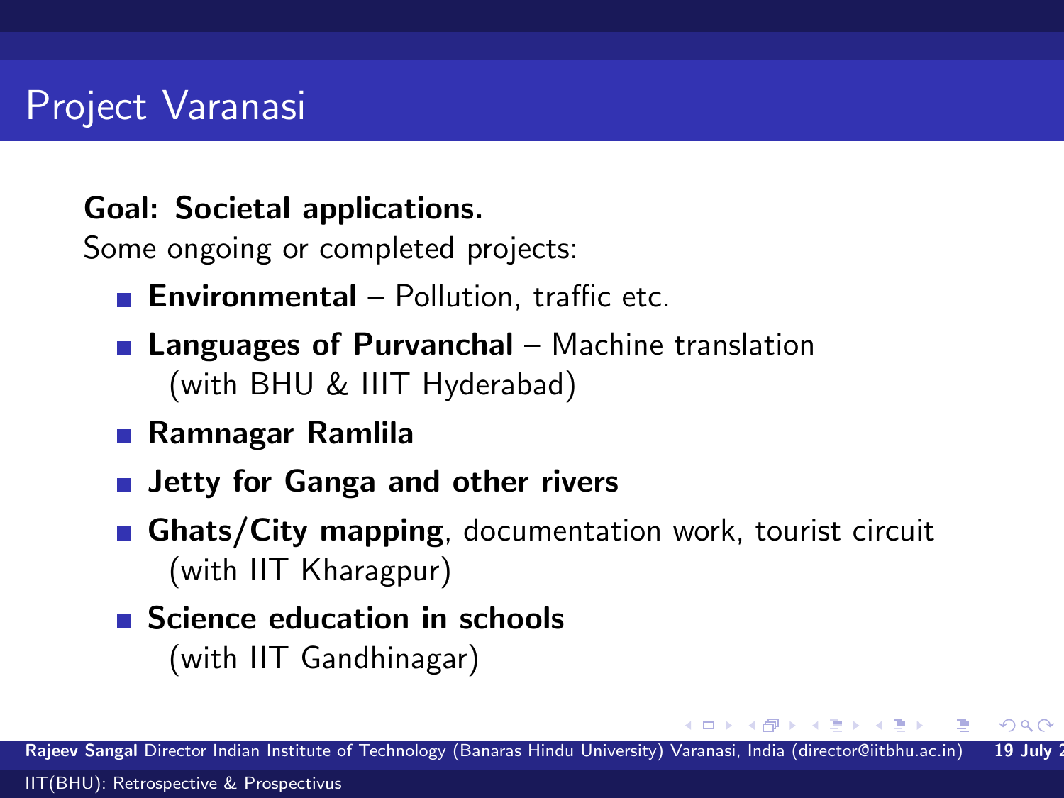# Project Varanasi

**Goal: Societal applications.**

Some ongoing or completed projects:

- **Environmental** – Pollution, traffic etc.
- **Languages of Purvanchal** – Machine translation (with BHU & IIIT Hyderabad)
- **Ramnagar Ramlila**
- **Jetty for Ganga and other rivers**
- **Ghats/City mapping**, documentation work, tourist circuit (with IIT Kharagpur)
- **Science education in schools** (with IIT Gandhinagar)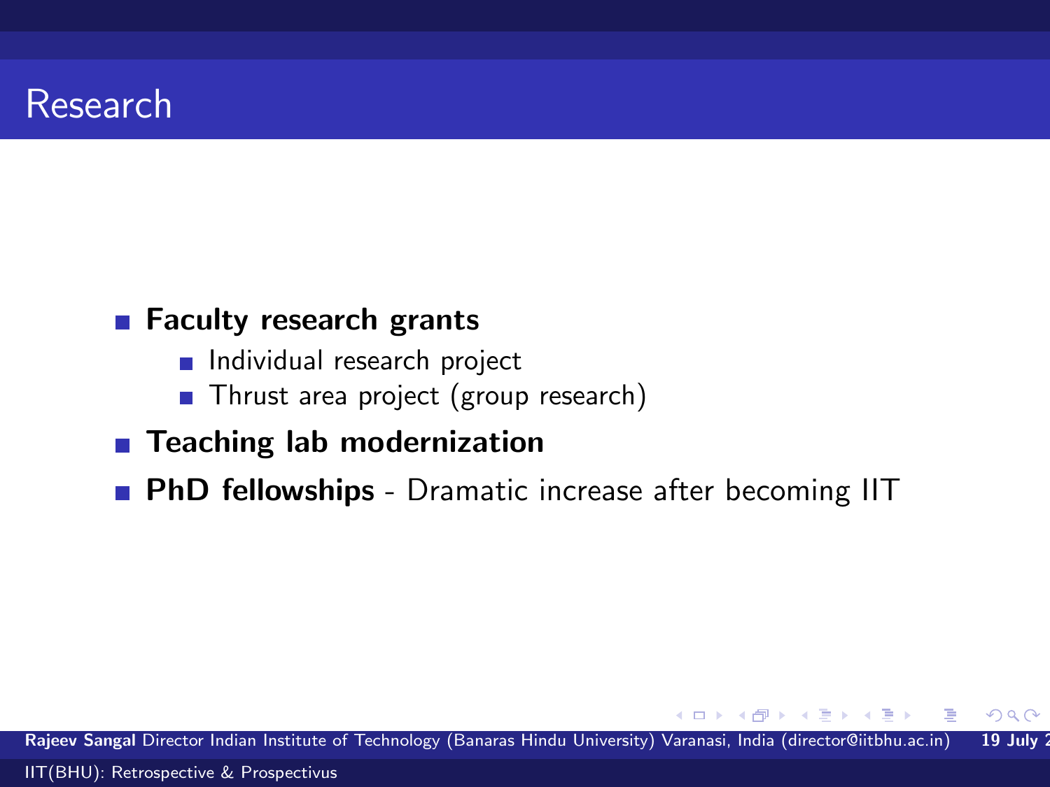# Research

- **Faculty research grants**
  - Individual research project
  - Thrust area project (group research)
- **Teaching lab modernization**
- **PhD fellowships** - Dramatic increase after becoming IIT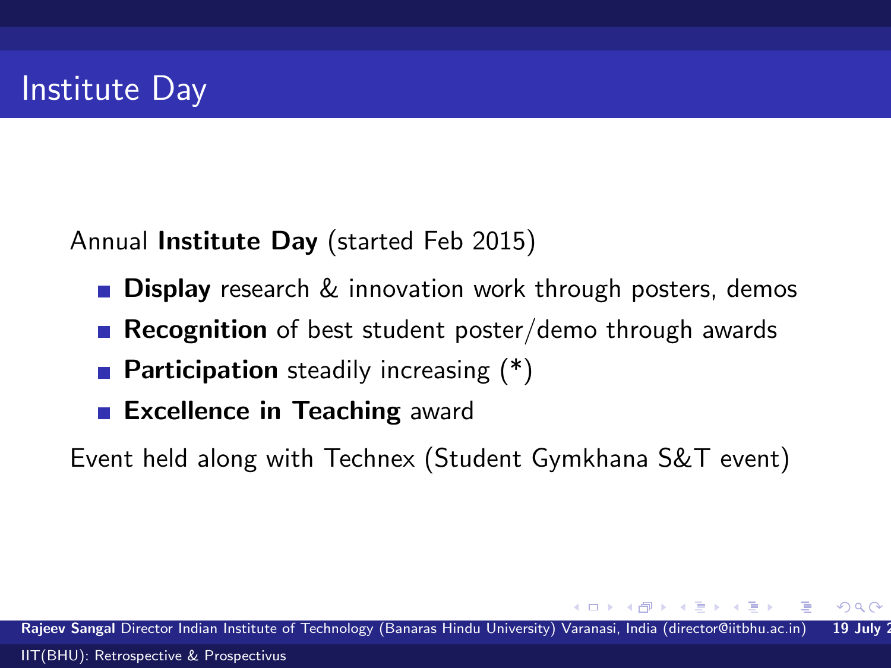# Institute Day

Annual **Institute Day** (started Feb 2015)

- **Display** research & innovation work through posters, demos
- **Recognition** of best student poster/demo through awards
- **Participation** steadily increasing (*)
- **Excellence in Teaching** award

Event held along with Technex (Student Gymkhana S&T event)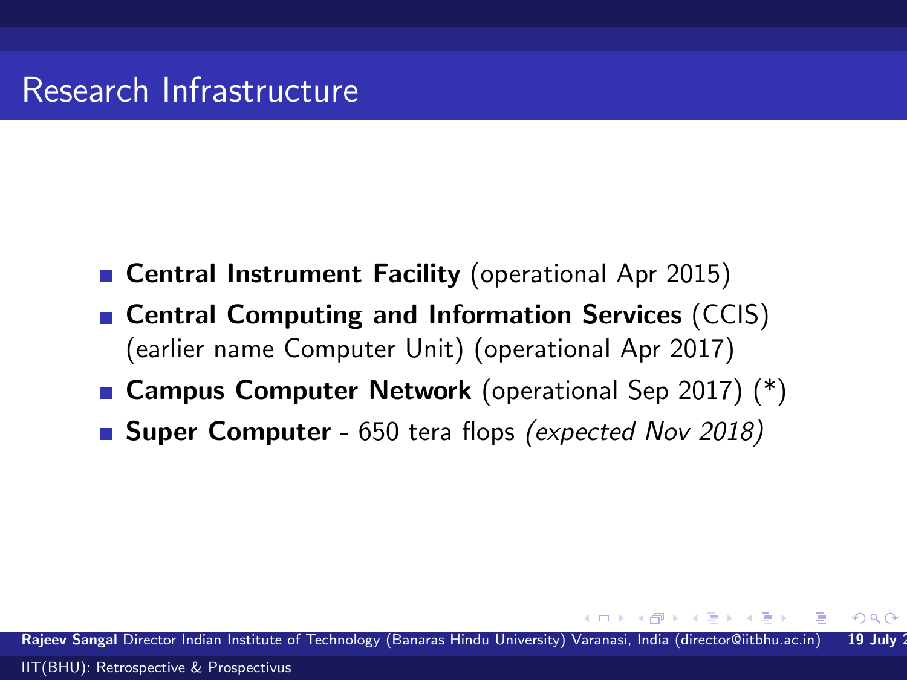# Research Infrastructure

- **Central Instrument Facility** (operational Apr 2015)
- **Central Computing and Information Services** (CCIS) (earlier name Computer Unit) (operational Apr 2017)
- **Campus Computer Network** (operational Sep 2017) (*)
- **Super Computer** - 650 tera flops *(expected Nov 2018)*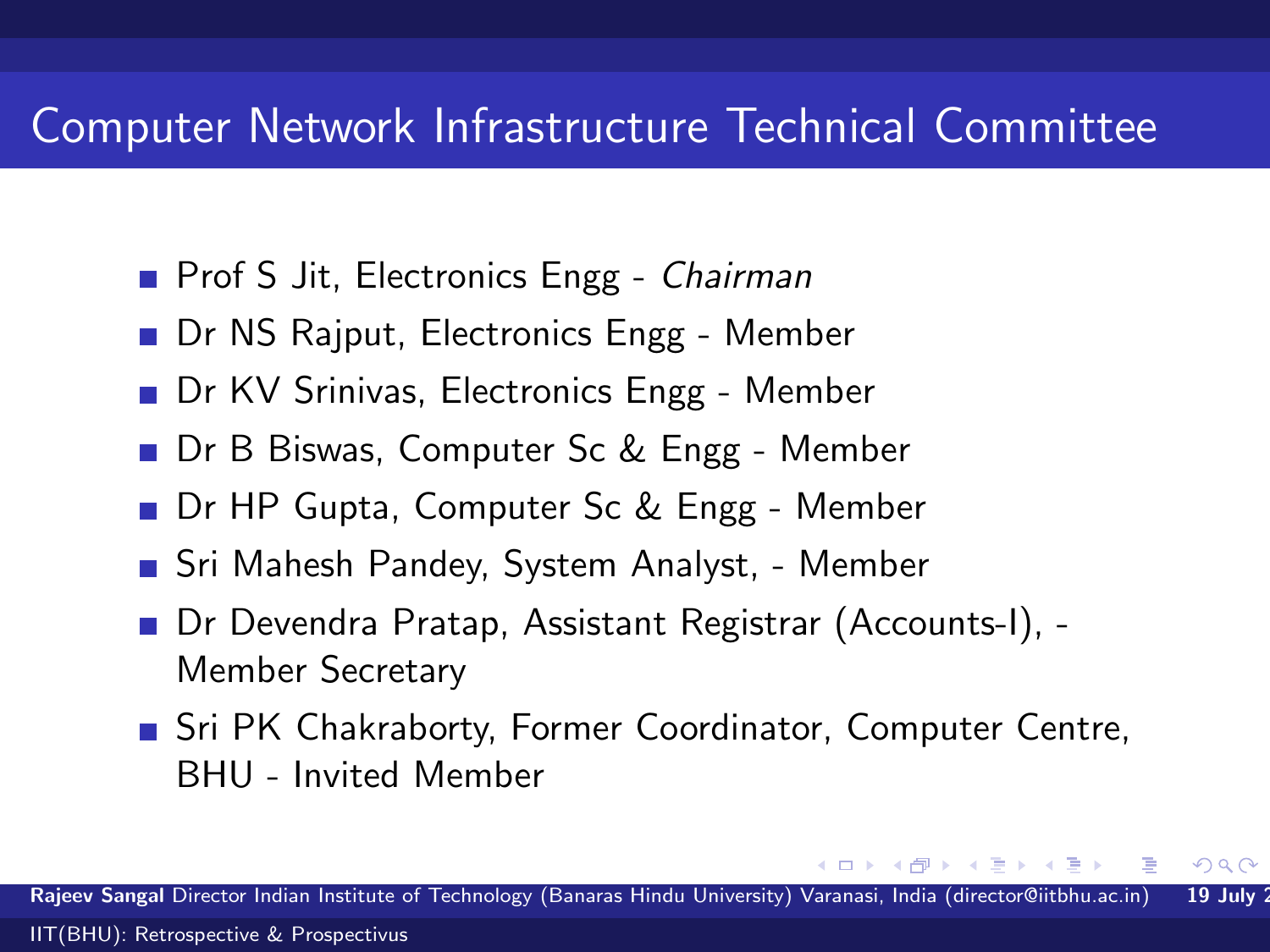# Computer Network Infrastructure Technical Committee

- Prof S Jit, Electronics Engg - *Chairman*
- Dr NS Rajput, Electronics Engg - Member
- Dr KV Srinivas, Electronics Engg - Member
- Dr B Biswas, Computer Sc & Engg - Member
- Dr HP Gupta, Computer Sc & Engg - Member
- Sri Mahesh Pandey, System Analyst, - Member
- Dr Devendra Pratap, Assistant Registrar (Accounts-I), - Member Secretary
- Sri PK Chakraborty, Former Coordinator, Computer Centre, BHU - Invited Member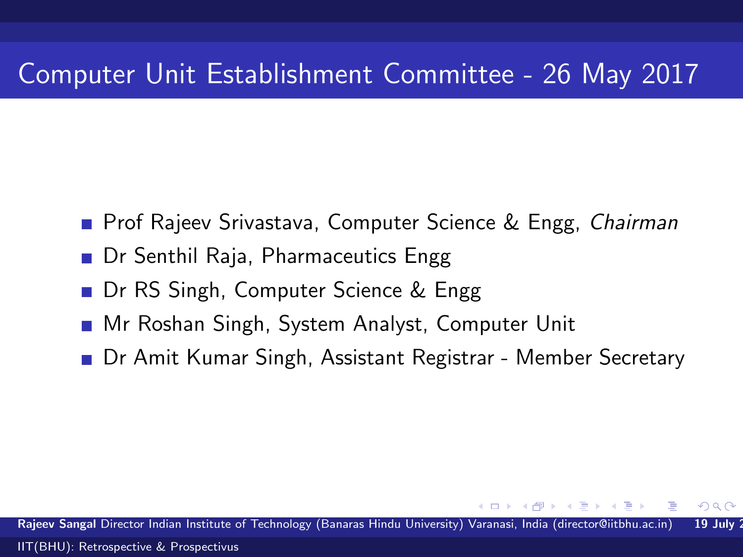# Computer Unit Establishment Committee - 26 May 2017

- Prof Rajeev Srivastava, Computer Science & Engg, *Chairman*
- Dr Senthil Raja, Pharmaceutics Engg
- Dr RS Singh, Computer Science & Engg
- Mr Roshan Singh, System Analyst, Computer Unit
- Dr Amit Kumar Singh, Assistant Registrar - Member Secretary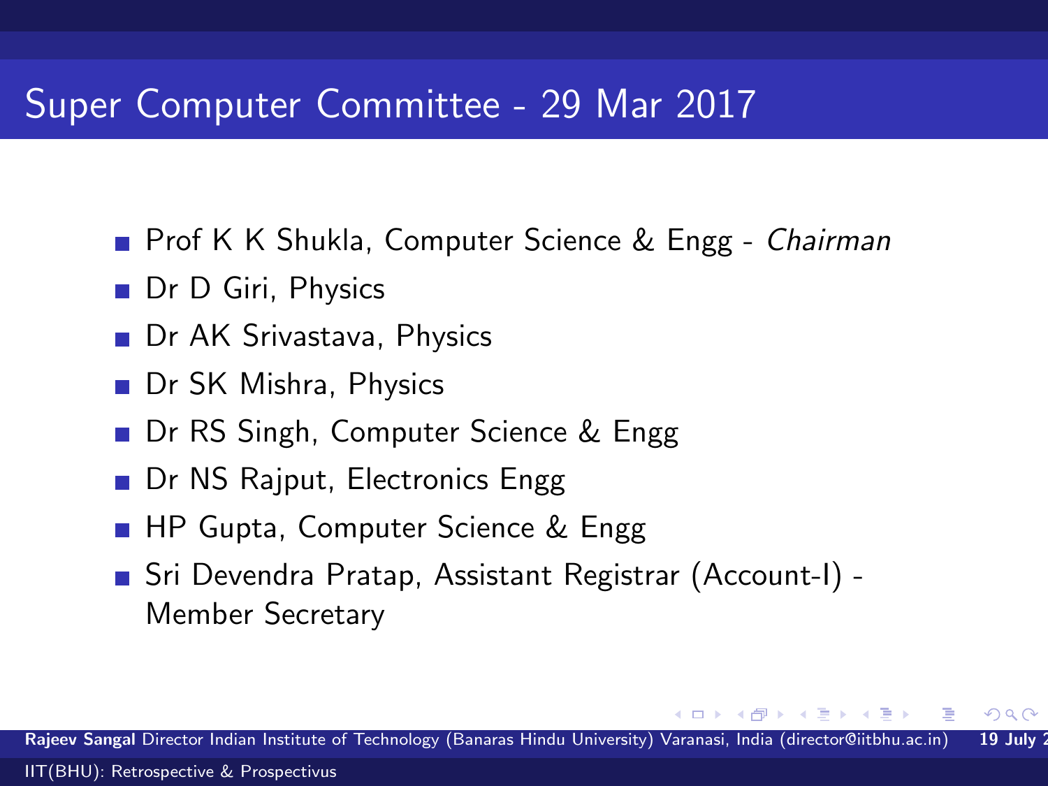# Super Computer Committee - 29 Mar 2017

- Prof K K Shukla, Computer Science & Engg - *Chairman*
- Dr D Giri, Physics
- Dr AK Srivastava, Physics
- Dr SK Mishra, Physics
- Dr RS Singh, Computer Science & Engg
- Dr NS Rajput, Electronics Engg
- HP Gupta, Computer Science & Engg
- Sri Devendra Pratap, Assistant Registrar (Account-I) - Member Secretary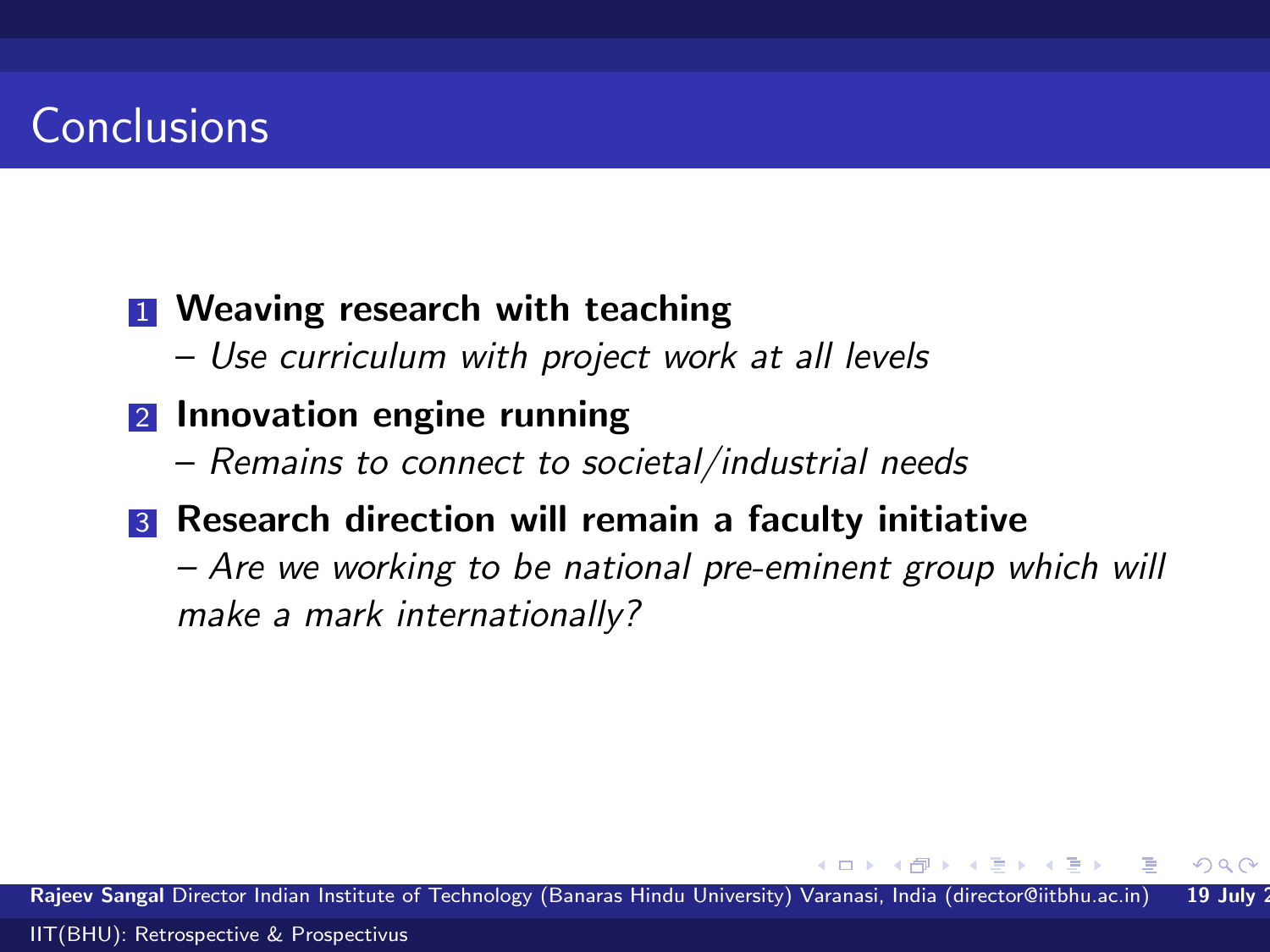# Conclusions

1. **Weaving research with teaching**
   *– Use curriculum with project work at all levels*
2. **Innovation engine running**
   *– Remains to connect to societal/industrial needs*
3. **Research direction will remain a faculty initiative**
   *– Are we working to be national pre-eminent group which will make a mark internationally?*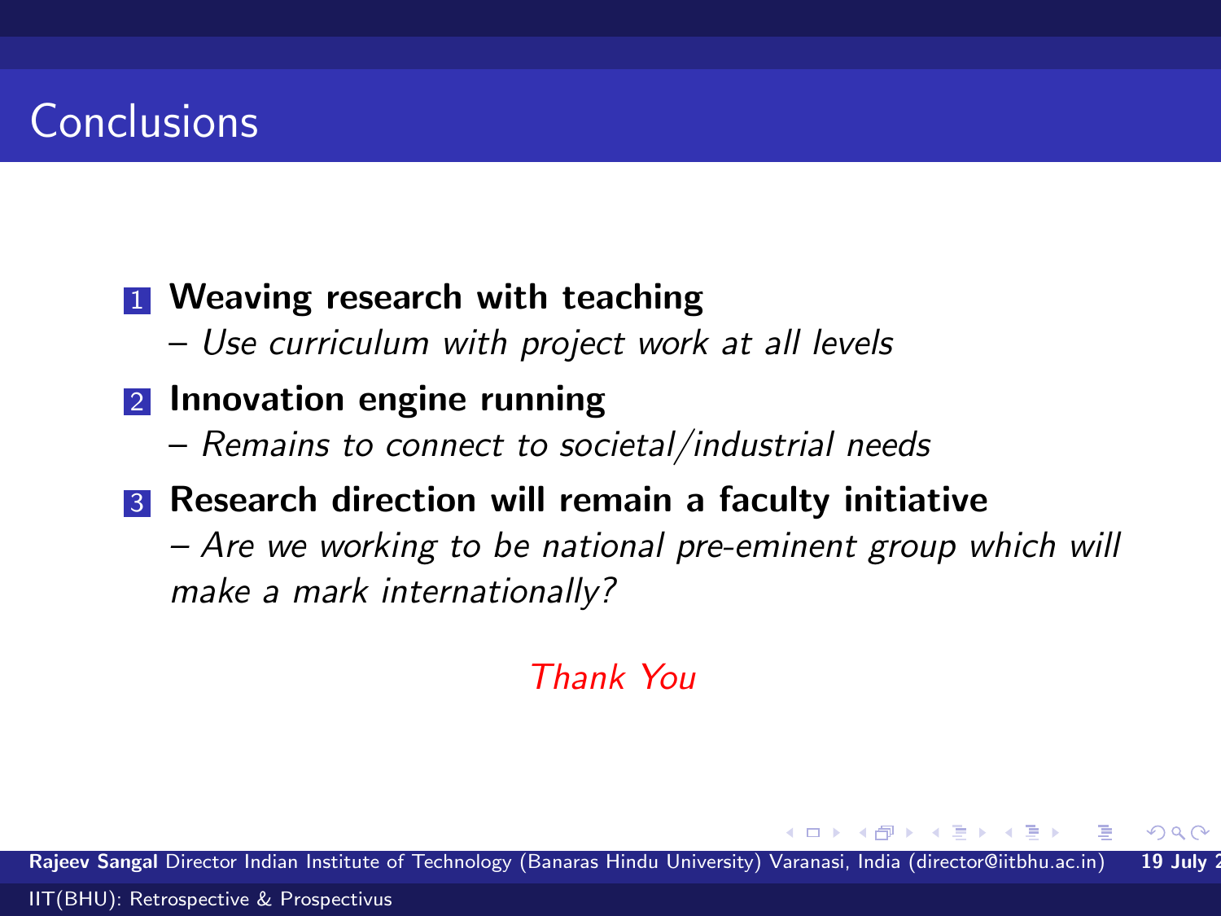# Conclusions

1. **Weaving research with teaching**
   – *Use curriculum with project work at all levels*
2. **Innovation engine running**
   – *Remains to connect to societal/industrial needs*
3. **Research direction will remain a faculty initiative**
   – *Are we working to be national pre-eminent group which will make a mark internationally?*

*Thank You*